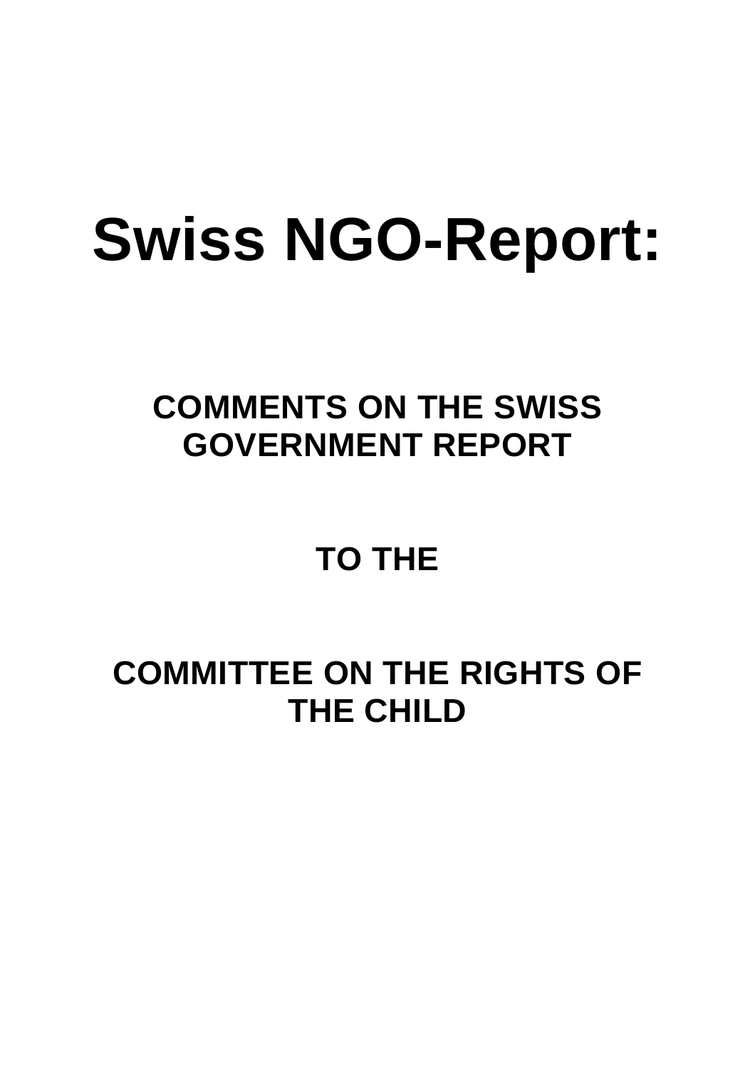# Swiss NGO-Report:

## COMMENTS ON THE SWISS GOVERNMENT REPORT

## TO THE

## COMMITTEE ON THE RIGHTS OF THE CHILD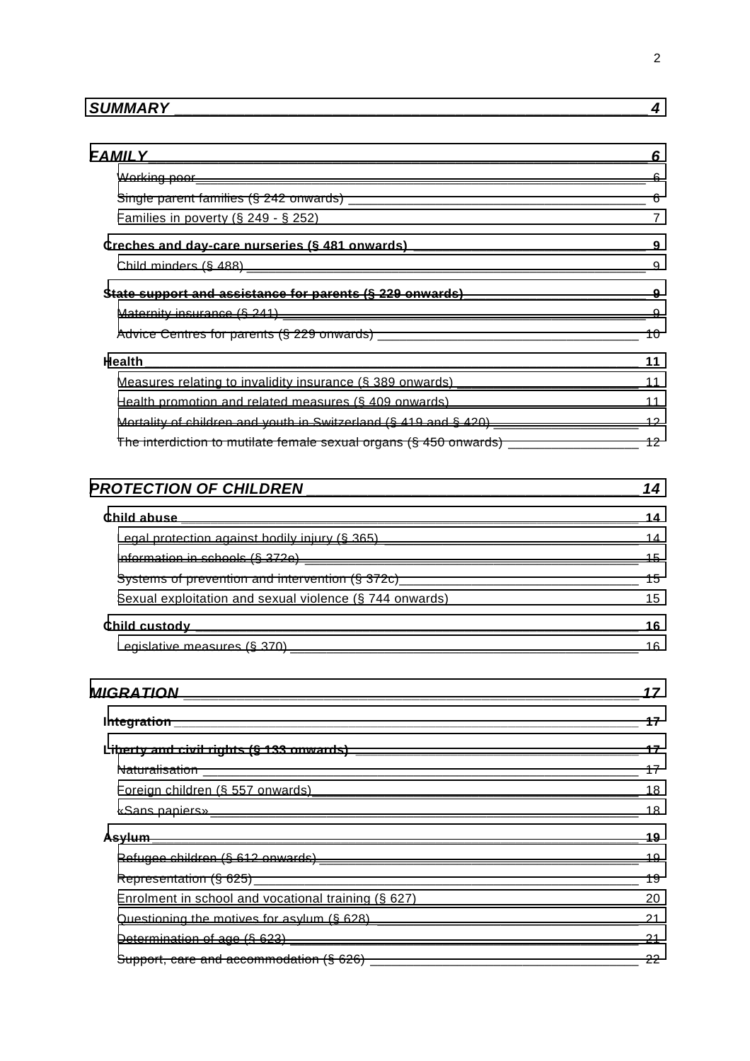**_SUMMARY_ ____ 4**

**_FAMILY_ ____ 6**

- Working poor ____ 6
- Single parent families (§ 242 onwards) ____ 6
- Families in poverty (§ 249 - § 252) ____ 7

**Creches and day-care nurseries (§ 481 onwards) ____ 9**

- Child minders (§ 488) ____ 9

**State support and assistance for parents (§ 229 onwards) ____ 9**

- Maternity insurance (§ 241) ____ 9
- Advice Centres for parents (§ 229 onwards) ____ 10

**Health ____ 11**

- Measures relating to invalidity insurance (§ 389 onwards) ____ 11
- Health promotion and related measures (§ 409 onwards) ____ 11
- Mortality of children and youth in Switzerland (§ 419 and § 420) ____ 12
- The interdiction to mutilate female sexual organs (§ 450 onwards) ____ 12

**_PROTECTION OF CHILDREN_ ____ 14**

**Child abuse ____ 14**

- Legal protection against bodily injury (§ 365) ____ 14
- Information in schools (§ 372e) ____ 15
- Systems of prevention and intervention (§ 372c) ____ 15
- Sexual exploitation and sexual violence (§ 744 onwards) ____ 15

**Child custody ____ 16**

- Legislative measures (§ 370) ____ 16

**_MIGRATION_ ____ 17**

**Integration ____ 17**

**Liberty and civil rights (§ 133 onwards) ____ 17**

- Naturalisation ____ 17
- Foreign children (§ 557 onwards) ____ 18
- «Sans papiers» ____ 18

**Asylum ____ 19**

- Refugee children (§ 612 onwards) ____ 19
- Representation (§ 625) ____ 19
- Enrolment in school and vocational training (§ 627) ____ 20
- Questioning the motives for asylum (§ 628) ____ 21
- Determination of age (§ 623) ____ 21
- Support, care and accommodation (§ 626) ____ 22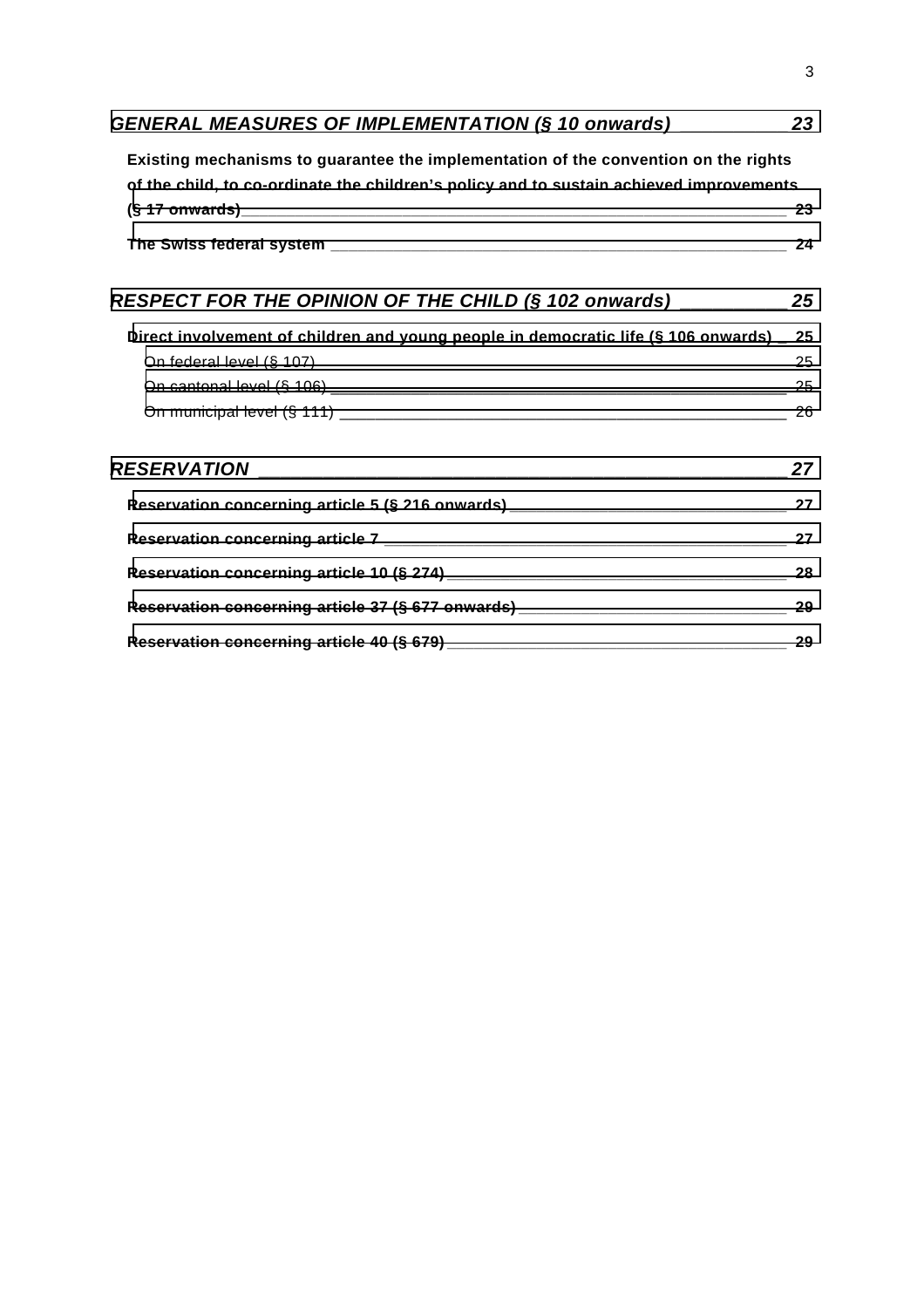*GENERAL MEASURES OF IMPLEMENTATION (§ 10 onwards)* ____________ *23*

**Existing mechanisms to guarantee the implementation of the convention on the rights of the child, to co-ordinate the children's policy and to sustain achieved improvements (§ 17 onwards)** ____________ **23**

**The Swiss federal system** ____________ **24**

*RESPECT FOR THE OPINION OF THE CHILD (§ 102 onwards)* ____________ *25*

**Direct involvement of children and young people in democratic life (§ 106 onwards)** ____________ **25**

On federal level (§ 107) ____________ 25

On cantonal level (§ 106) ____________ 25

On municipal level (§ 111) ____________ 26

*RESERVATION* ____________ *27*

**Reservation concerning article 5 (§ 216 onwards)** ____________ **27**

**Reservation concerning article 7** ____________ **27**

**Reservation concerning article 10 (§ 274)** ____________ **28**

**Reservation concerning article 37 (§ 677 onwards)** ____________ **29**

**Reservation concerning article 40 (§ 679)** ____________ **29**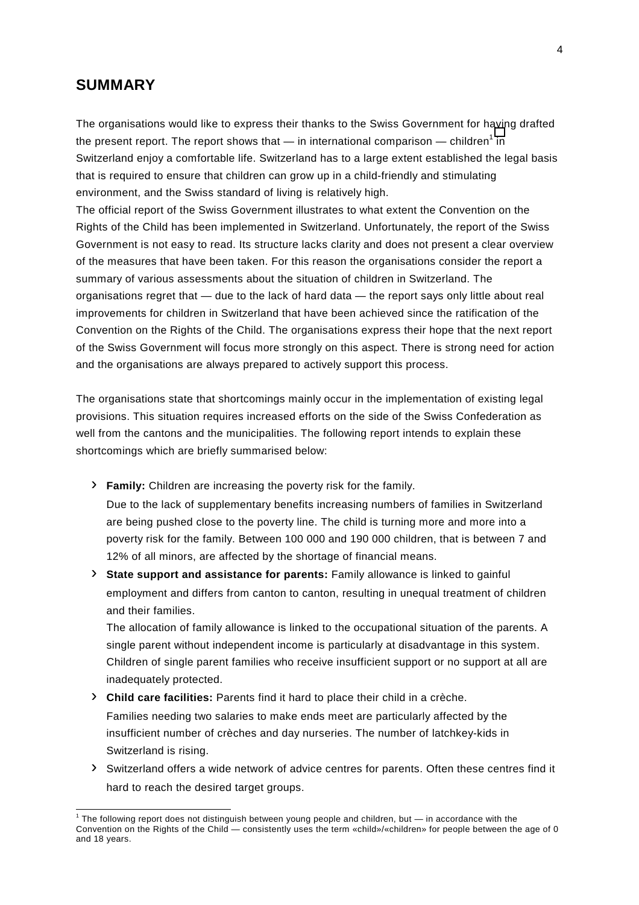## SUMMARY

The organisations would like to express their thanks to the Swiss Government for having drafted the present report. The report shows that — in international comparison — children[1] in Switzerland enjoy a comfortable life. Switzerland has to a large extent established the legal basis that is required to ensure that children can grow up in a child-friendly and stimulating environment, and the Swiss standard of living is relatively high.

The official report of the Swiss Government illustrates to what extent the Convention on the Rights of the Child has been implemented in Switzerland. Unfortunately, the report of the Swiss Government is not easy to read. Its structure lacks clarity and does not present a clear overview of the measures that have been taken. For this reason the organisations consider the report a summary of various assessments about the situation of children in Switzerland. The organisations regret that — due to the lack of hard data — the report says only little about real improvements for children in Switzerland that have been achieved since the ratification of the Convention on the Rights of the Child. The organisations express their hope that the next report of the Swiss Government will focus more strongly on this aspect. There is strong need for action and the organisations are always prepared to actively support this process.

The organisations state that shortcomings mainly occur in the implementation of existing legal provisions. This situation requires increased efforts on the side of the Swiss Confederation as well from the cantons and the municipalities. The following report intends to explain these shortcomings which are briefly summarised below:

- **Family:** Children are increasing the poverty risk for the family.
  Due to the lack of supplementary benefits increasing numbers of families in Switzerland are being pushed close to the poverty line. The child is turning more and more into a poverty risk for the family. Between 100 000 and 190 000 children, that is between 7 and 12% of all minors, are affected by the shortage of financial means.
- **State support and assistance for parents:** Family allowance is linked to gainful employment and differs from canton to canton, resulting in unequal treatment of children and their families.
  The allocation of family allowance is linked to the occupational situation of the parents. A single parent without independent income is particularly at disadvantage in this system. Children of single parent families who receive insufficient support or no support at all are inadequately protected.
- **Child care facilities:** Parents find it hard to place their child in a crèche.
  Families needing two salaries to make ends meet are particularly affected by the insufficient number of crèches and day nurseries. The number of latchkey-kids in Switzerland is rising.
- Switzerland offers a wide network of advice centres for parents. Often these centres find it hard to reach the desired target groups.

---

[1] The following report does not distinguish between young people and children, but — in accordance with the Convention on the Rights of the Child — consistently uses the term «child»/«children» for people between the age of 0 and 18 years.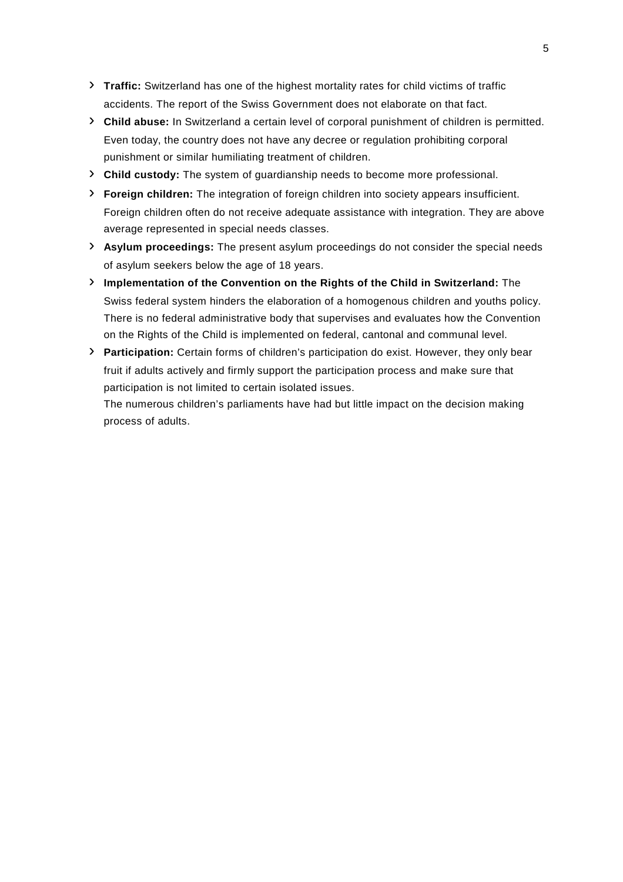- **Traffic:** Switzerland has one of the highest mortality rates for child victims of traffic accidents. The report of the Swiss Government does not elaborate on that fact.
- **Child abuse:** In Switzerland a certain level of corporal punishment of children is permitted. Even today, the country does not have any decree or regulation prohibiting corporal punishment or similar humiliating treatment of children.
- **Child custody:** The system of guardianship needs to become more professional.
- **Foreign children:** The integration of foreign children into society appears insufficient. Foreign children often do not receive adequate assistance with integration. They are above average represented in special needs classes.
- **Asylum proceedings:** The present asylum proceedings do not consider the special needs of asylum seekers below the age of 18 years.
- **Implementation of the Convention on the Rights of the Child in Switzerland:** The Swiss federal system hinders the elaboration of a homogenous children and youths policy. There is no federal administrative body that supervises and evaluates how the Convention on the Rights of the Child is implemented on federal, cantonal and communal level.
- **Participation:** Certain forms of children's participation do exist. However, they only bear fruit if adults actively and firmly support the participation process and make sure that participation is not limited to certain isolated issues.
  The numerous children's parliaments have had but little impact on the decision making process of adults.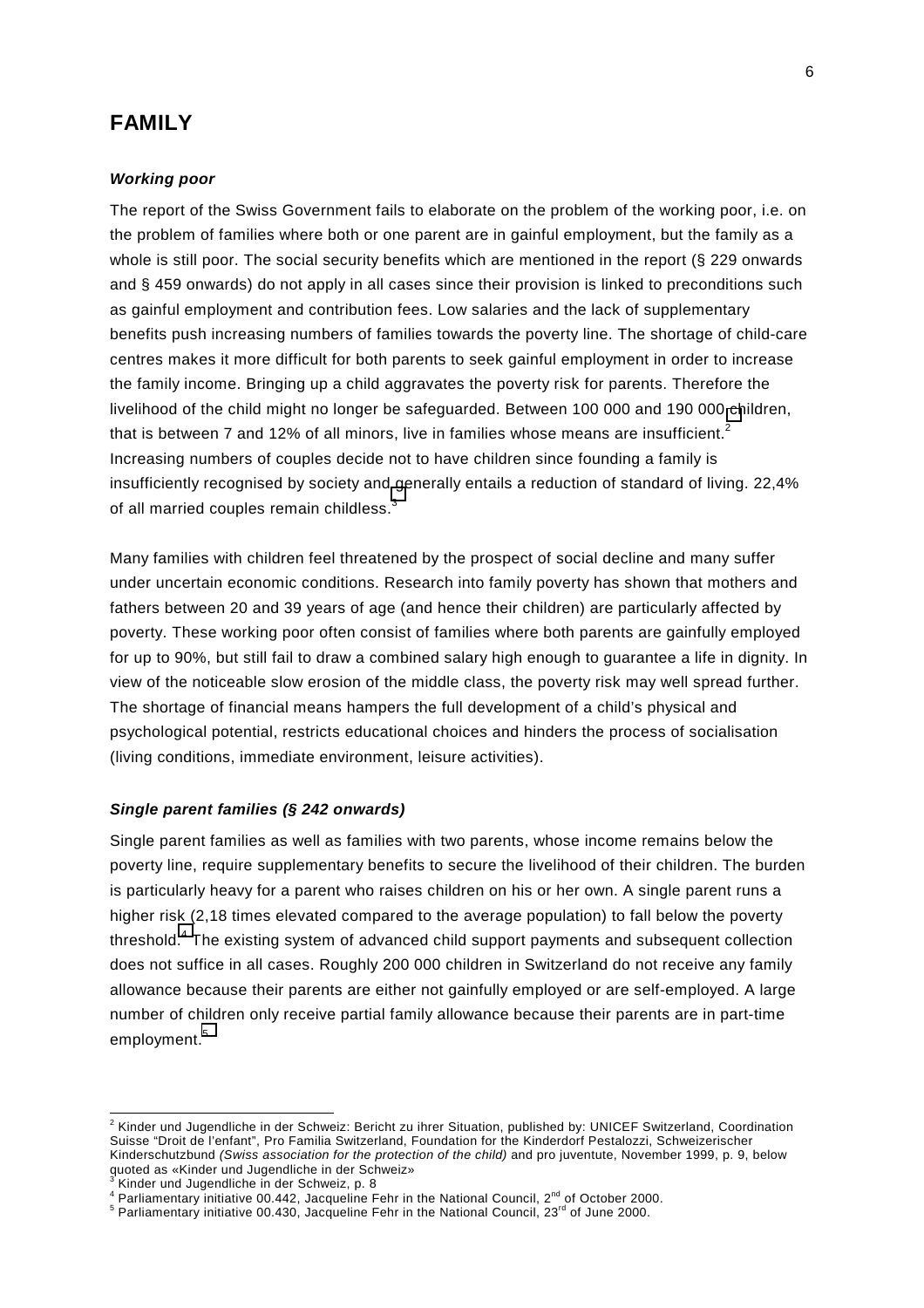# FAMILY

***Working poor***

The report of the Swiss Government fails to elaborate on the problem of the working poor, i.e. on the problem of families where both or one parent are in gainful employment, but the family as a whole is still poor. The social security benefits which are mentioned in the report (§ 229 onwards and § 459 onwards) do not apply in all cases since their provision is linked to preconditions such as gainful employment and contribution fees. Low salaries and the lack of supplementary benefits push increasing numbers of families towards the poverty line. The shortage of child-care centres makes it more difficult for both parents to seek gainful employment in order to increase the family income. Bringing up a child aggravates the poverty risk for parents. Therefore the livelihood of the child might no longer be safeguarded. Between 100 000 and 190 000 children, that is between 7 and 12% of all minors, live in families whose means are insufficient.[2] Increasing numbers of couples decide not to have children since founding a family is insufficiently recognised by society and generally entails a reduction of standard of living. 22,4% of all married couples remain childless.[3]

Many families with children feel threatened by the prospect of social decline and many suffer under uncertain economic conditions. Research into family poverty has shown that mothers and fathers between 20 and 39 years of age (and hence their children) are particularly affected by poverty. These working poor often consist of families where both parents are gainfully employed for up to 90%, but still fail to draw a combined salary high enough to guarantee a life in dignity. In view of the noticeable slow erosion of the middle class, the poverty risk may well spread further. The shortage of financial means hampers the full development of a child's physical and psychological potential, restricts educational choices and hinders the process of socialisation (living conditions, immediate environment, leisure activities).

***Single parent families (§ 242 onwards)***

Single parent families as well as families with two parents, whose income remains below the poverty line, require supplementary benefits to secure the livelihood of their children. The burden is particularly heavy for a parent who raises children on his or her own. A single parent runs a higher risk (2,18 times elevated compared to the average population) to fall below the poverty threshold.[4] The existing system of advanced child support payments and subsequent collection does not suffice in all cases. Roughly 200 000 children in Switzerland do not receive any family allowance because their parents are either not gainfully employed or are self-employed. A large number of children only receive partial family allowance because their parents are in part-time employment.[5]

---

[2] Kinder und Jugendliche in der Schweiz: Bericht zu ihrer Situation, published by: UNICEF Switzerland, Coordination Suisse "Droit de l'enfant", Pro Familia Switzerland, Foundation for the Kinderdorf Pestalozzi, Schweizerischer Kinderschutzbund *(Swiss association for the protection of the child)* and pro juventute, November 1999, p. 9, below quoted as «Kinder und Jugendliche in der Schweiz»

[3] Kinder und Jugendliche in der Schweiz, p. 8

[4] Parliamentary initiative 00.442, Jacqueline Fehr in the National Council, 2nd of October 2000.

[5] Parliamentary initiative 00.430, Jacqueline Fehr in the National Council, 23rd of June 2000.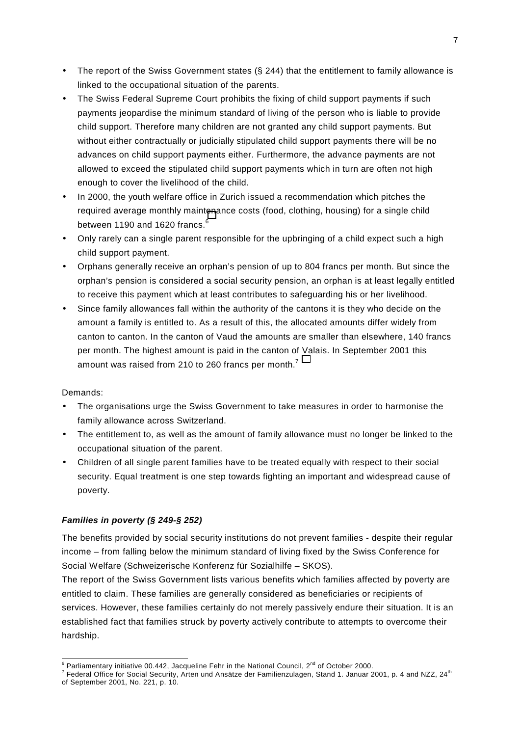- The report of the Swiss Government states (§ 244) that the entitlement to family allowance is linked to the occupational situation of the parents.
- The Swiss Federal Supreme Court prohibits the fixing of child support payments if such payments jeopardise the minimum standard of living of the person who is liable to provide child support. Therefore many children are not granted any child support payments. But without either contractually or judicially stipulated child support payments there will be no advances on child support payments either. Furthermore, the advance payments are not allowed to exceed the stipulated child support payments which in turn are often not high enough to cover the livelihood of the child.
- In 2000, the youth welfare office in Zurich issued a recommendation which pitches the required average monthly maintenance costs (food, clothing, housing) for a single child between 1190 and 1620 francs.[6]
- Only rarely can a single parent responsible for the upbringing of a child expect such a high child support payment.
- Orphans generally receive an orphan's pension of up to 804 francs per month. But since the orphan's pension is considered a social security pension, an orphan is at least legally entitled to receive this payment which at least contributes to safeguarding his or her livelihood.
- Since family allowances fall within the authority of the cantons it is they who decide on the amount a family is entitled to. As a result of this, the allocated amounts differ widely from canton to canton. In the canton of Vaud the amounts are smaller than elsewhere, 140 francs per month. The highest amount is paid in the canton of Valais. In September 2001 this amount was raised from 210 to 260 francs per month.[7]

Demands:

- The organisations urge the Swiss Government to take measures in order to harmonise the family allowance across Switzerland.
- The entitlement to, as well as the amount of family allowance must no longer be linked to the occupational situation of the parent.
- Children of all single parent families have to be treated equally with respect to their social security. Equal treatment is one step towards fighting an important and widespread cause of poverty.

### *Families in poverty (§ 249-§ 252)*

The benefits provided by social security institutions do not prevent families - despite their regular income – from falling below the minimum standard of living fixed by the Swiss Conference for Social Welfare (Schweizerische Konferenz für Sozialhilfe – SKOS).

The report of the Swiss Government lists various benefits which families affected by poverty are entitled to claim. These families are generally considered as beneficiaries or recipients of services. However, these families certainly do not merely passively endure their situation. It is an established fact that families struck by poverty actively contribute to attempts to overcome their hardship.

---

[6] Parliamentary initiative 00.442, Jacqueline Fehr in the National Council, 2nd of October 2000.

[7] Federal Office for Social Security, Arten und Ansätze der Familienzulagen, Stand 1. Januar 2001, p. 4 and NZZ, 24th of September 2001, No. 221, p. 10.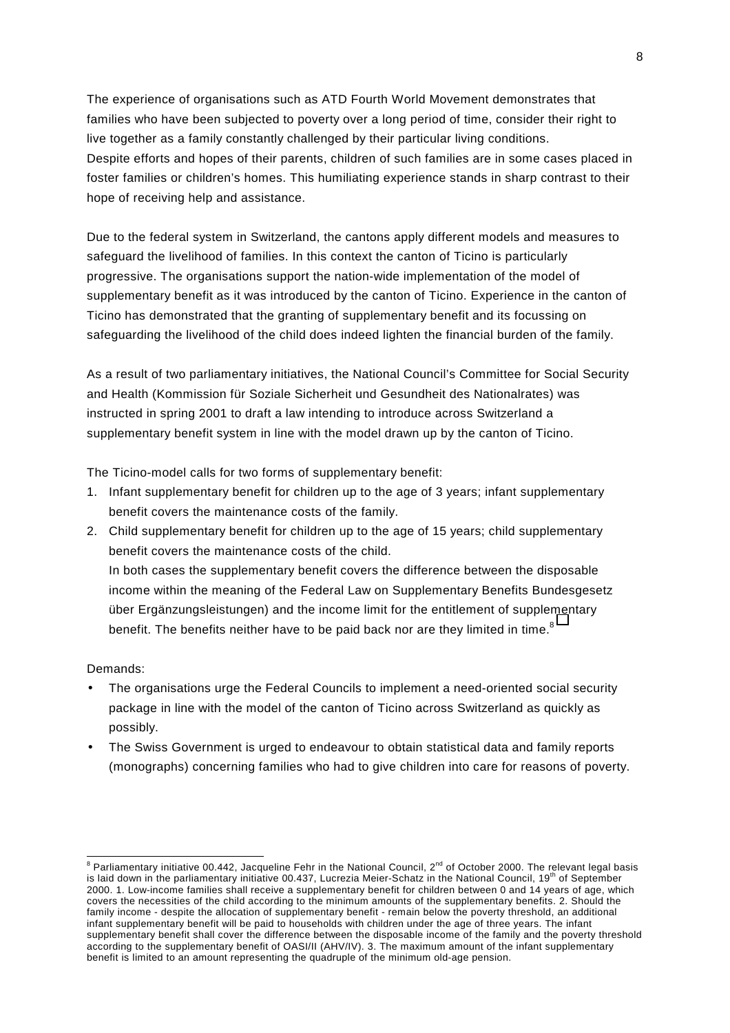The experience of organisations such as ATD Fourth World Movement demonstrates that families who have been subjected to poverty over a long period of time, consider their right to live together as a family constantly challenged by their particular living conditions. Despite efforts and hopes of their parents, children of such families are in some cases placed in foster families or children's homes. This humiliating experience stands in sharp contrast to their hope of receiving help and assistance.

Due to the federal system in Switzerland, the cantons apply different models and measures to safeguard the livelihood of families. In this context the canton of Ticino is particularly progressive. The organisations support the nation-wide implementation of the model of supplementary benefit as it was introduced by the canton of Ticino. Experience in the canton of Ticino has demonstrated that the granting of supplementary benefit and its focussing on safeguarding the livelihood of the child does indeed lighten the financial burden of the family.

As a result of two parliamentary initiatives, the National Council's Committee for Social Security and Health (Kommission für Soziale Sicherheit und Gesundheit des Nationalrates) was instructed in spring 2001 to draft a law intending to introduce across Switzerland a supplementary benefit system in line with the model drawn up by the canton of Ticino.

The Ticino-model calls for two forms of supplementary benefit:

1. Infant supplementary benefit for children up to the age of 3 years; infant supplementary benefit covers the maintenance costs of the family.
2. Child supplementary benefit for children up to the age of 15 years; child supplementary benefit covers the maintenance costs of the child.
   In both cases the supplementary benefit covers the difference between the disposable income within the meaning of the Federal Law on Supplementary Benefits Bundesgesetz über Ergänzungsleistungen) and the income limit for the entitlement of supplementary benefit. The benefits neither have to be paid back nor are they limited in time.[8]

Demands:

- The organisations urge the Federal Councils to implement a need-oriented social security package in line with the model of the canton of Ticino across Switzerland as quickly as possibly.
- The Swiss Government is urged to endeavour to obtain statistical data and family reports (monographs) concerning families who had to give children into care for reasons of poverty.

---

[8] Parliamentary initiative 00.442, Jacqueline Fehr in the National Council, 2nd of October 2000. The relevant legal basis is laid down in the parliamentary initiative 00.437, Lucrezia Meier-Schatz in the National Council, 19th of September 2000. 1. Low-income families shall receive a supplementary benefit for children between 0 and 14 years of age, which covers the necessities of the child according to the minimum amounts of the supplementary benefits. 2. Should the family income - despite the allocation of supplementary benefit - remain below the poverty threshold, an additional infant supplementary benefit will be paid to households with children under the age of three years. The infant supplementary benefit shall cover the difference between the disposable income of the family and the poverty threshold according to the supplementary benefit of OASI/II (AHV/IV). 3. The maximum amount of the infant supplementary benefit is limited to an amount representing the quadruple of the minimum old-age pension.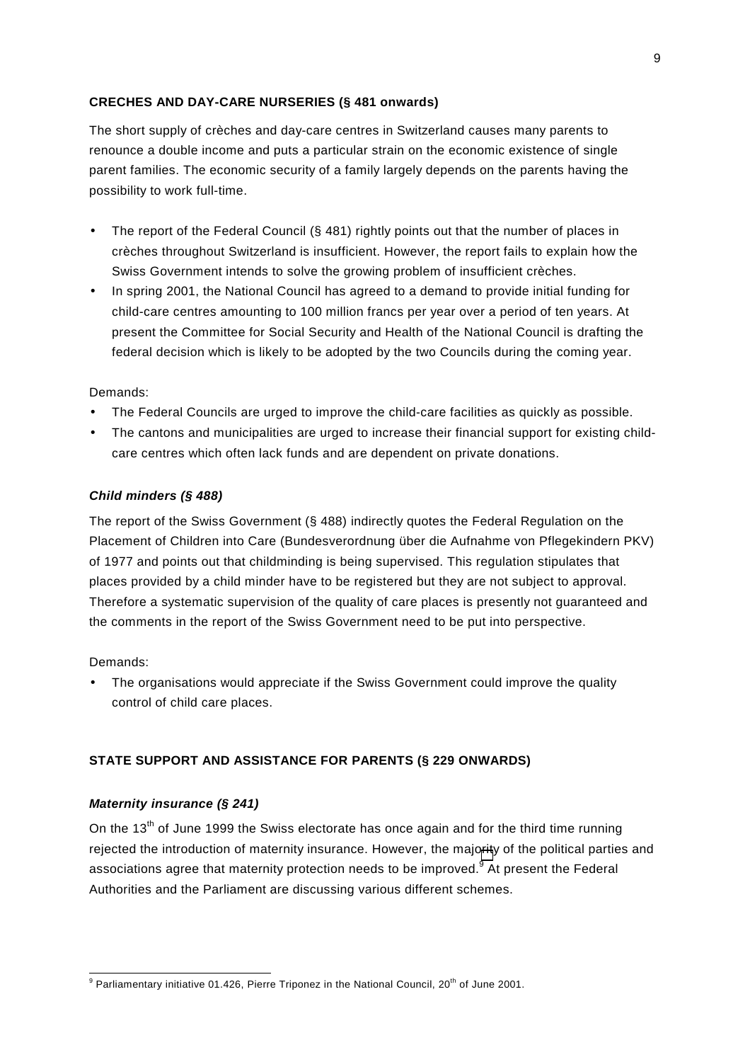## CRECHES AND DAY-CARE NURSERIES (§ 481 onwards)

The short supply of crèches and day-care centres in Switzerland causes many parents to renounce a double income and puts a particular strain on the economic existence of single parent families. The economic security of a family largely depends on the parents having the possibility to work full-time.

- The report of the Federal Council (§ 481) rightly points out that the number of places in crèches throughout Switzerland is insufficient. However, the report fails to explain how the Swiss Government intends to solve the growing problem of insufficient crèches.
- In spring 2001, the National Council has agreed to a demand to provide initial funding for child-care centres amounting to 100 million francs per year over a period of ten years. At present the Committee for Social Security and Health of the National Council is drafting the federal decision which is likely to be adopted by the two Councils during the coming year.

Demands:

- The Federal Councils are urged to improve the child-care facilities as quickly as possible.
- The cantons and municipalities are urged to increase their financial support for existing child-care centres which often lack funds and are dependent on private donations.

### *Child minders (§ 488)*

The report of the Swiss Government (§ 488) indirectly quotes the Federal Regulation on the Placement of Children into Care (Bundesverordnung über die Aufnahme von Pflegekindern PKV) of 1977 and points out that childminding is being supervised. This regulation stipulates that places provided by a child minder have to be registered but they are not subject to approval. Therefore a systematic supervision of the quality of care places is presently not guaranteed and the comments in the report of the Swiss Government need to be put into perspective.

Demands:

- The organisations would appreciate if the Swiss Government could improve the quality control of child care places.

## STATE SUPPORT AND ASSISTANCE FOR PARENTS (§ 229 ONWARDS)

### *Maternity insurance (§ 241)*

On the 13th of June 1999 the Swiss electorate has once again and for the third time running rejected the introduction of maternity insurance. However, the majority of the political parties and associations agree that maternity protection needs to be improved.[9] At present the Federal Authorities and the Parliament are discussing various different schemes.

[9] Parliamentary initiative 01.426, Pierre Triponez in the National Council, 20th of June 2001.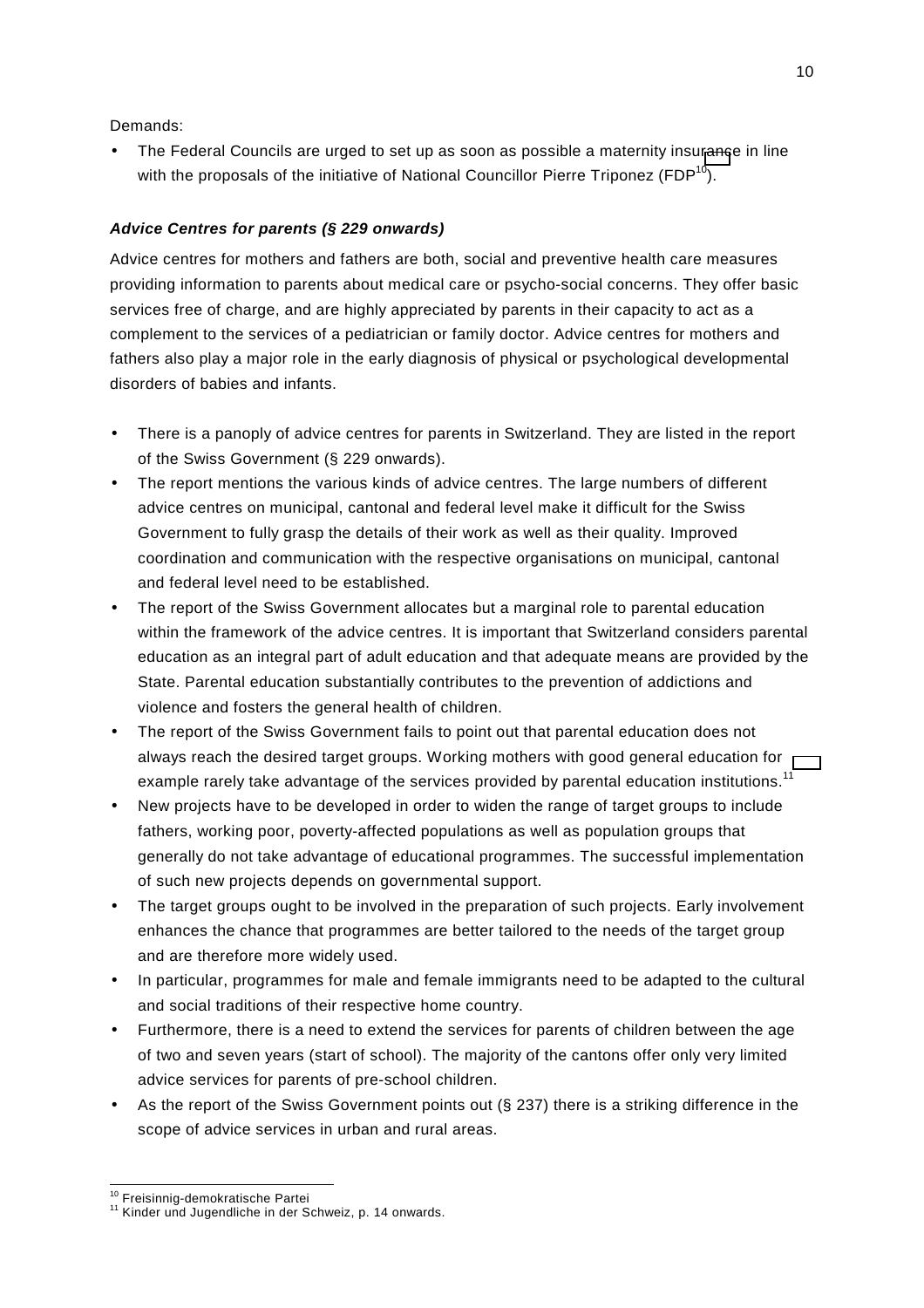Demands:

- The Federal Councils are urged to set up as soon as possible a maternity insurance in line with the proposals of the initiative of National Councillor Pierre Triponez (FDP[10]).

***Advice Centres for parents (§ 229 onwards)***

Advice centres for mothers and fathers are both, social and preventive health care measures providing information to parents about medical care or psycho-social concerns. They offer basic services free of charge, and are highly appreciated by parents in their capacity to act as a complement to the services of a pediatrician or family doctor. Advice centres for mothers and fathers also play a major role in the early diagnosis of physical or psychological developmental disorders of babies and infants.

- There is a panoply of advice centres for parents in Switzerland. They are listed in the report of the Swiss Government (§ 229 onwards).
- The report mentions the various kinds of advice centres. The large numbers of different advice centres on municipal, cantonal and federal level make it difficult for the Swiss Government to fully grasp the details of their work as well as their quality. Improved coordination and communication with the respective organisations on municipal, cantonal and federal level need to be established.
- The report of the Swiss Government allocates but a marginal role to parental education within the framework of the advice centres. It is important that Switzerland considers parental education as an integral part of adult education and that adequate means are provided by the State. Parental education substantially contributes to the prevention of addictions and violence and fosters the general health of children.
- The report of the Swiss Government fails to point out that parental education does not always reach the desired target groups. Working mothers with good general education for example rarely take advantage of the services provided by parental education institutions.[11]
- New projects have to be developed in order to widen the range of target groups to include fathers, working poor, poverty-affected populations as well as population groups that generally do not take advantage of educational programmes. The successful implementation of such new projects depends on governmental support.
- The target groups ought to be involved in the preparation of such projects. Early involvement enhances the chance that programmes are better tailored to the needs of the target group and are therefore more widely used.
- In particular, programmes for male and female immigrants need to be adapted to the cultural and social traditions of their respective home country.
- Furthermore, there is a need to extend the services for parents of children between the age of two and seven years (start of school). The majority of the cantons offer only very limited advice services for parents of pre-school children.
- As the report of the Swiss Government points out (§ 237) there is a striking difference in the scope of advice services in urban and rural areas.

[10] Freisinnig-demokratische Partei
[11] Kinder und Jugendliche in der Schweiz, p. 14 onwards.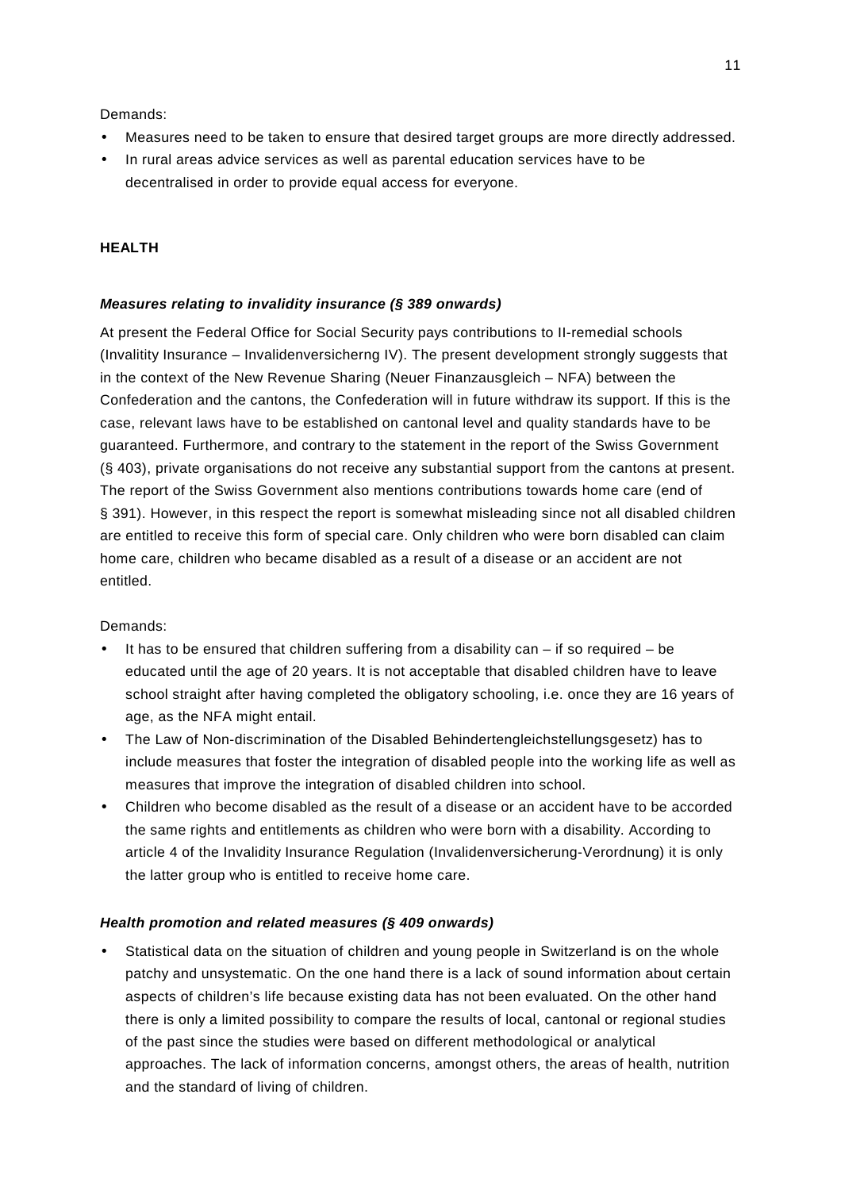Demands:

- Measures need to be taken to ensure that desired target groups are more directly addressed.
- In rural areas advice services as well as parental education services have to be decentralised in order to provide equal access for everyone.

**HEALTH**

***Measures relating to invalidity insurance (§ 389 onwards)***

At present the Federal Office for Social Security pays contributions to II-remedial schools (Invalitity Insurance – Invalidenversicherng IV). The present development strongly suggests that in the context of the New Revenue Sharing (Neuer Finanzausgleich – NFA) between the Confederation and the cantons, the Confederation will in future withdraw its support. If this is the case, relevant laws have to be established on cantonal level and quality standards have to be guaranteed. Furthermore, and contrary to the statement in the report of the Swiss Government (§ 403), private organisations do not receive any substantial support from the cantons at present. The report of the Swiss Government also mentions contributions towards home care (end of § 391). However, in this respect the report is somewhat misleading since not all disabled children are entitled to receive this form of special care. Only children who were born disabled can claim home care, children who became disabled as a result of a disease or an accident are not entitled.

Demands:

- It has to be ensured that children suffering from a disability can – if so required – be educated until the age of 20 years. It is not acceptable that disabled children have to leave school straight after having completed the obligatory schooling, i.e. once they are 16 years of age, as the NFA might entail.
- The Law of Non-discrimination of the Disabled Behindertengleichstellungsgesetz) has to include measures that foster the integration of disabled people into the working life as well as measures that improve the integration of disabled children into school.
- Children who become disabled as the result of a disease or an accident have to be accorded the same rights and entitlements as children who were born with a disability. According to article 4 of the Invalidity Insurance Regulation (Invalidenversicherung-Verordnung) it is only the latter group who is entitled to receive home care.

***Health promotion and related measures (§ 409 onwards)***

- Statistical data on the situation of children and young people in Switzerland is on the whole patchy and unsystematic. On the one hand there is a lack of sound information about certain aspects of children's life because existing data has not been evaluated. On the other hand there is only a limited possibility to compare the results of local, cantonal or regional studies of the past since the studies were based on different methodological or analytical approaches. The lack of information concerns, amongst others, the areas of health, nutrition and the standard of living of children.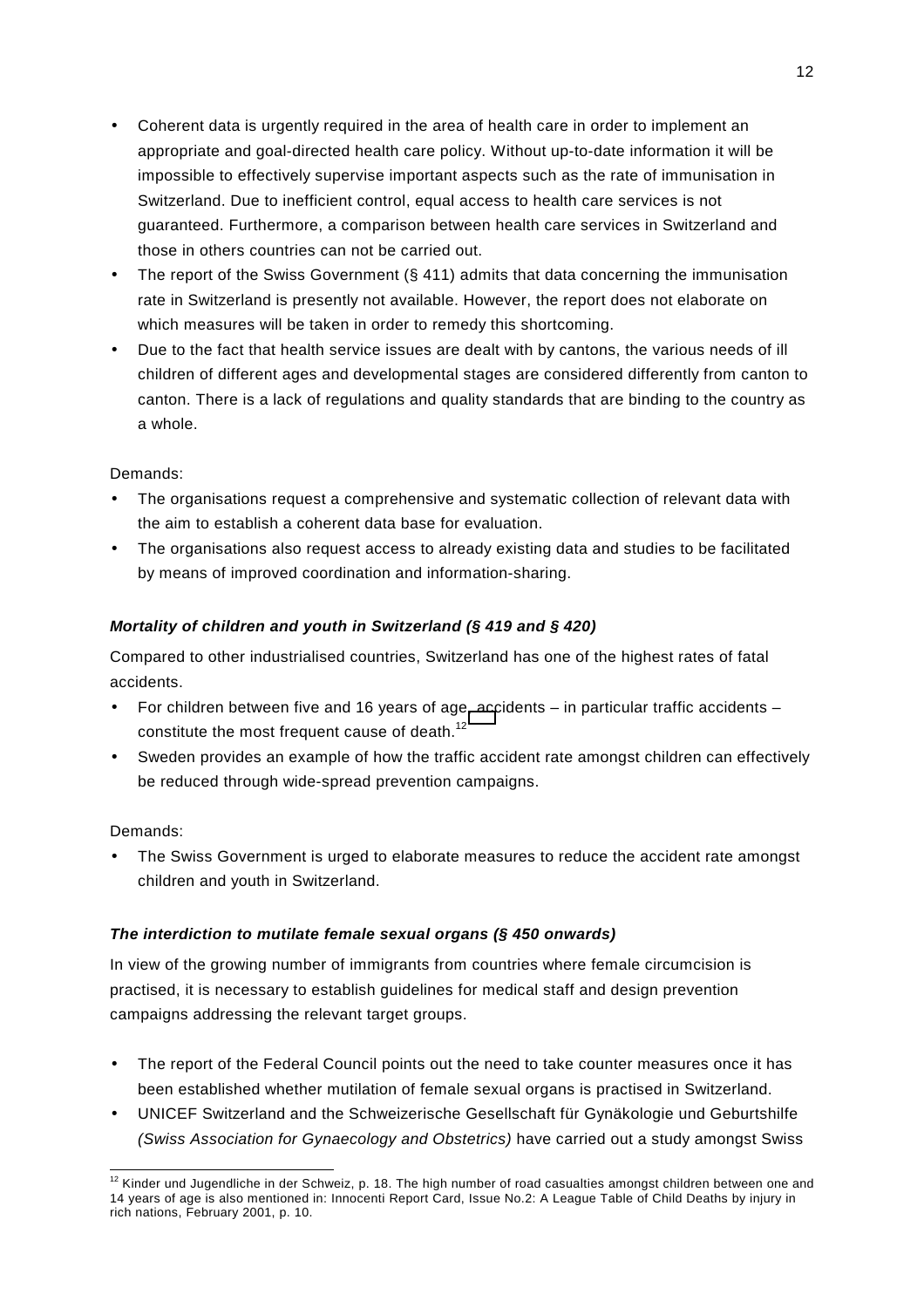- Coherent data is urgently required in the area of health care in order to implement an appropriate and goal-directed health care policy. Without up-to-date information it will be impossible to effectively supervise important aspects such as the rate of immunisation in Switzerland. Due to inefficient control, equal access to health care services is not guaranteed. Furthermore, a comparison between health care services in Switzerland and those in others countries can not be carried out.
- The report of the Swiss Government (§ 411) admits that data concerning the immunisation rate in Switzerland is presently not available. However, the report does not elaborate on which measures will be taken in order to remedy this shortcoming.
- Due to the fact that health service issues are dealt with by cantons, the various needs of ill children of different ages and developmental stages are considered differently from canton to canton. There is a lack of regulations and quality standards that are binding to the country as a whole.

Demands:

- The organisations request a comprehensive and systematic collection of relevant data with the aim to establish a coherent data base for evaluation.
- The organisations also request access to already existing data and studies to be facilitated by means of improved coordination and information-sharing.

### *Mortality of children and youth in Switzerland (§ 419 and § 420)*

Compared to other industrialised countries, Switzerland has one of the highest rates of fatal accidents.

- For children between five and 16 years of age, accidents – in particular traffic accidents – constitute the most frequent cause of death.[12]
- Sweden provides an example of how the traffic accident rate amongst children can effectively be reduced through wide-spread prevention campaigns.

Demands:

- The Swiss Government is urged to elaborate measures to reduce the accident rate amongst children and youth in Switzerland.

### *The interdiction to mutilate female sexual organs (§ 450 onwards)*

In view of the growing number of immigrants from countries where female circumcision is practised, it is necessary to establish guidelines for medical staff and design prevention campaigns addressing the relevant target groups.

- The report of the Federal Council points out the need to take counter measures once it has been established whether mutilation of female sexual organs is practised in Switzerland.
- UNICEF Switzerland and the Schweizerische Gesellschaft für Gynäkologie und Geburtshilfe *(Swiss Association for Gynaecology and Obstetrics)* have carried out a study amongst Swiss

[12] Kinder und Jugendliche in der Schweiz, p. 18. The high number of road casualties amongst children between one and 14 years of age is also mentioned in: Innocenti Report Card, Issue No.2: A League Table of Child Deaths by injury in rich nations, February 2001, p. 10.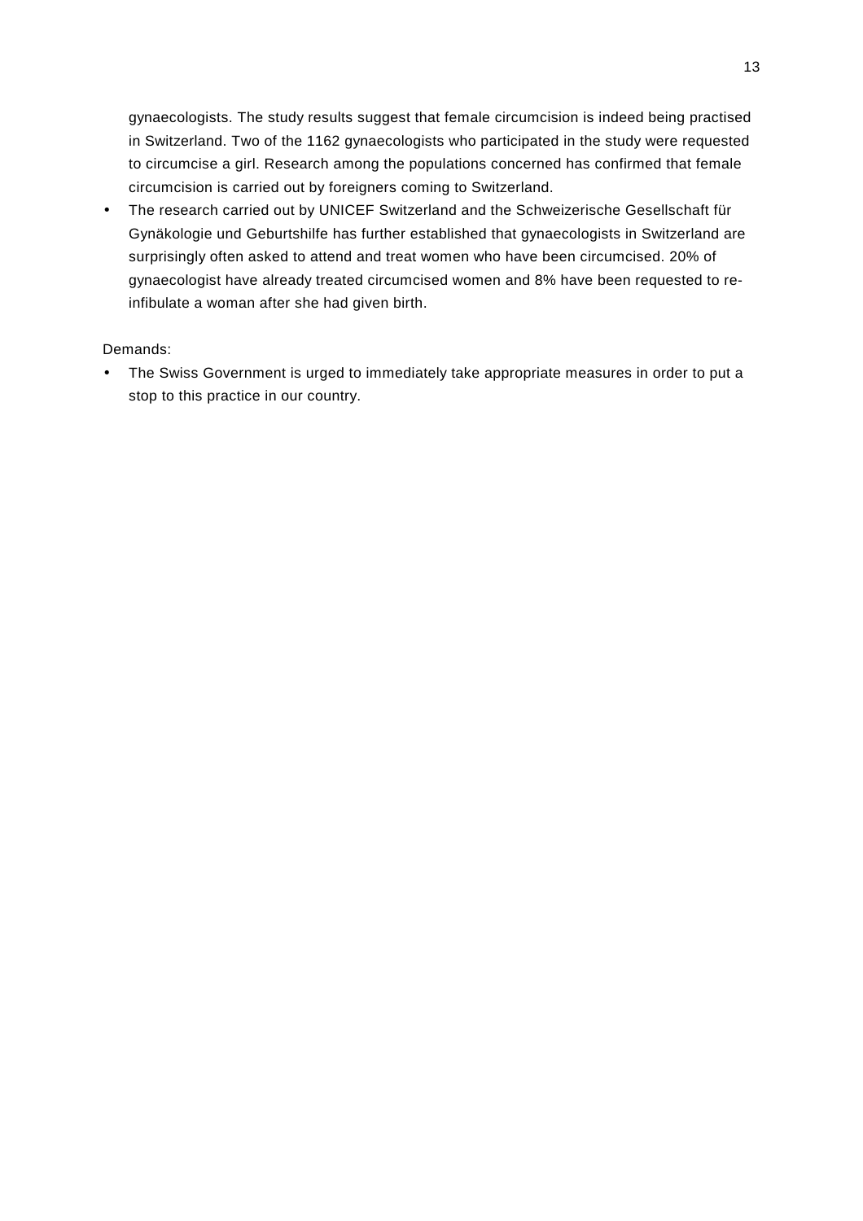gynaecologists. The study results suggest that female circumcision is indeed being practised in Switzerland. Two of the 1162 gynaecologists who participated in the study were requested to circumcise a girl. Research among the populations concerned has confirmed that female circumcision is carried out by foreigners coming to Switzerland.

- The research carried out by UNICEF Switzerland and the Schweizerische Gesellschaft für Gynäkologie und Geburtshilfe has further established that gynaecologists in Switzerland are surprisingly often asked to attend and treat women who have been circumcised. 20% of gynaecologist have already treated circumcised women and 8% have been requested to re-infibulate a woman after she had given birth.

Demands:

- The Swiss Government is urged to immediately take appropriate measures in order to put a stop to this practice in our country.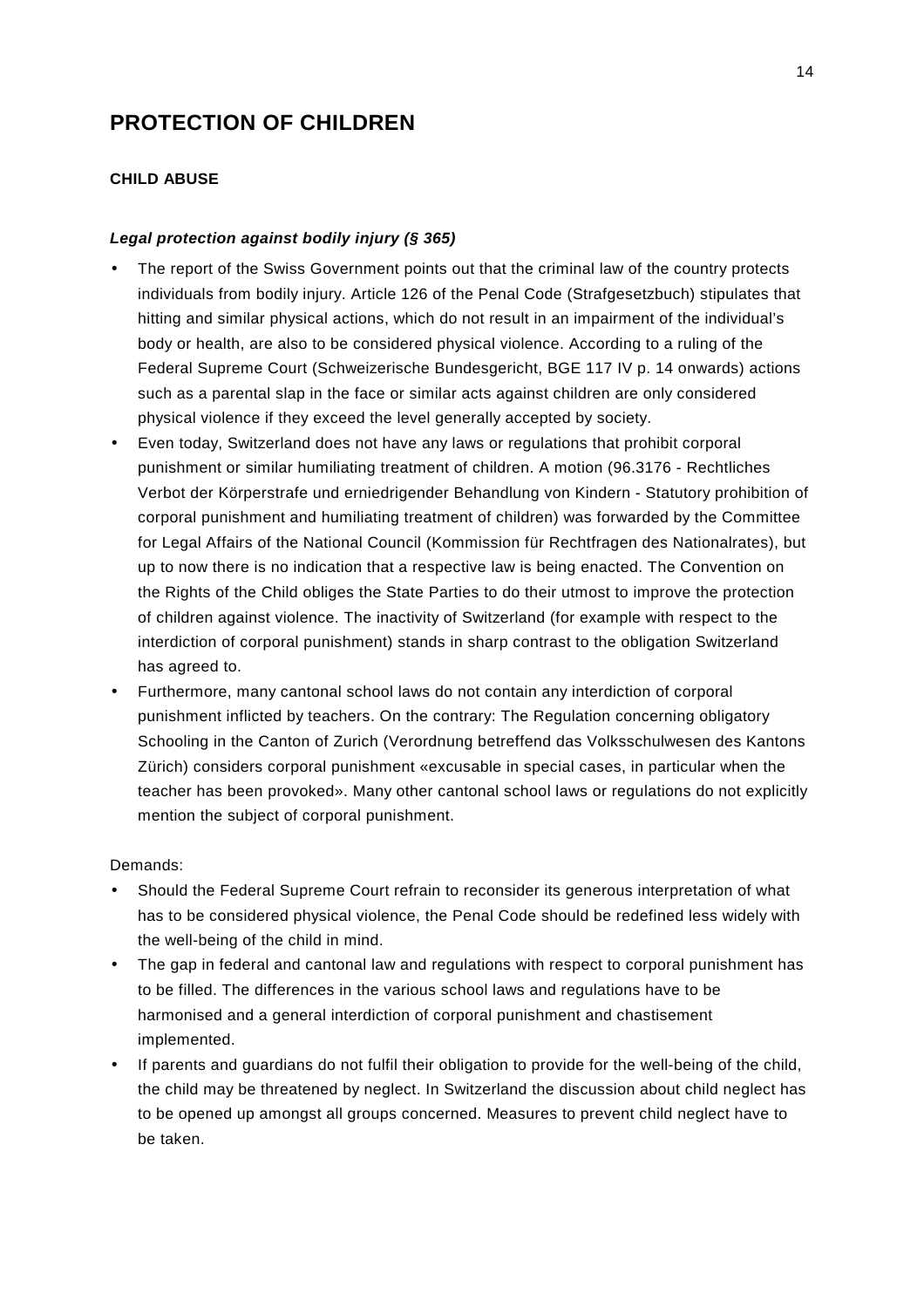# PROTECTION OF CHILDREN

## CHILD ABUSE

### *Legal protection against bodily injury (§ 365)*

- The report of the Swiss Government points out that the criminal law of the country protects individuals from bodily injury. Article 126 of the Penal Code (Strafgesetzbuch) stipulates that hitting and similar physical actions, which do not result in an impairment of the individual's body or health, are also to be considered physical violence. According to a ruling of the Federal Supreme Court (Schweizerische Bundesgericht, BGE 117 IV p. 14 onwards) actions such as a parental slap in the face or similar acts against children are only considered physical violence if they exceed the level generally accepted by society.
- Even today, Switzerland does not have any laws or regulations that prohibit corporal punishment or similar humiliating treatment of children. A motion (96.3176 - Rechtliches Verbot der Körperstrafe und erniedrigender Behandlung von Kindern - Statutory prohibition of corporal punishment and humiliating treatment of children) was forwarded by the Committee for Legal Affairs of the National Council (Kommission für Rechtfragen des Nationalrates), but up to now there is no indication that a respective law is being enacted. The Convention on the Rights of the Child obliges the State Parties to do their utmost to improve the protection of children against violence. The inactivity of Switzerland (for example with respect to the interdiction of corporal punishment) stands in sharp contrast to the obligation Switzerland has agreed to.
- Furthermore, many cantonal school laws do not contain any interdiction of corporal punishment inflicted by teachers. On the contrary: The Regulation concerning obligatory Schooling in the Canton of Zurich (Verordnung betreffend das Volksschulwesen des Kantons Zürich) considers corporal punishment «excusable in special cases, in particular when the teacher has been provoked». Many other cantonal school laws or regulations do not explicitly mention the subject of corporal punishment.

Demands:

- Should the Federal Supreme Court refrain to reconsider its generous interpretation of what has to be considered physical violence, the Penal Code should be redefined less widely with the well-being of the child in mind.
- The gap in federal and cantonal law and regulations with respect to corporal punishment has to be filled. The differences in the various school laws and regulations have to be harmonised and a general interdiction of corporal punishment and chastisement implemented.
- If parents and guardians do not fulfil their obligation to provide for the well-being of the child, the child may be threatened by neglect. In Switzerland the discussion about child neglect has to be opened up amongst all groups concerned. Measures to prevent child neglect have to be taken.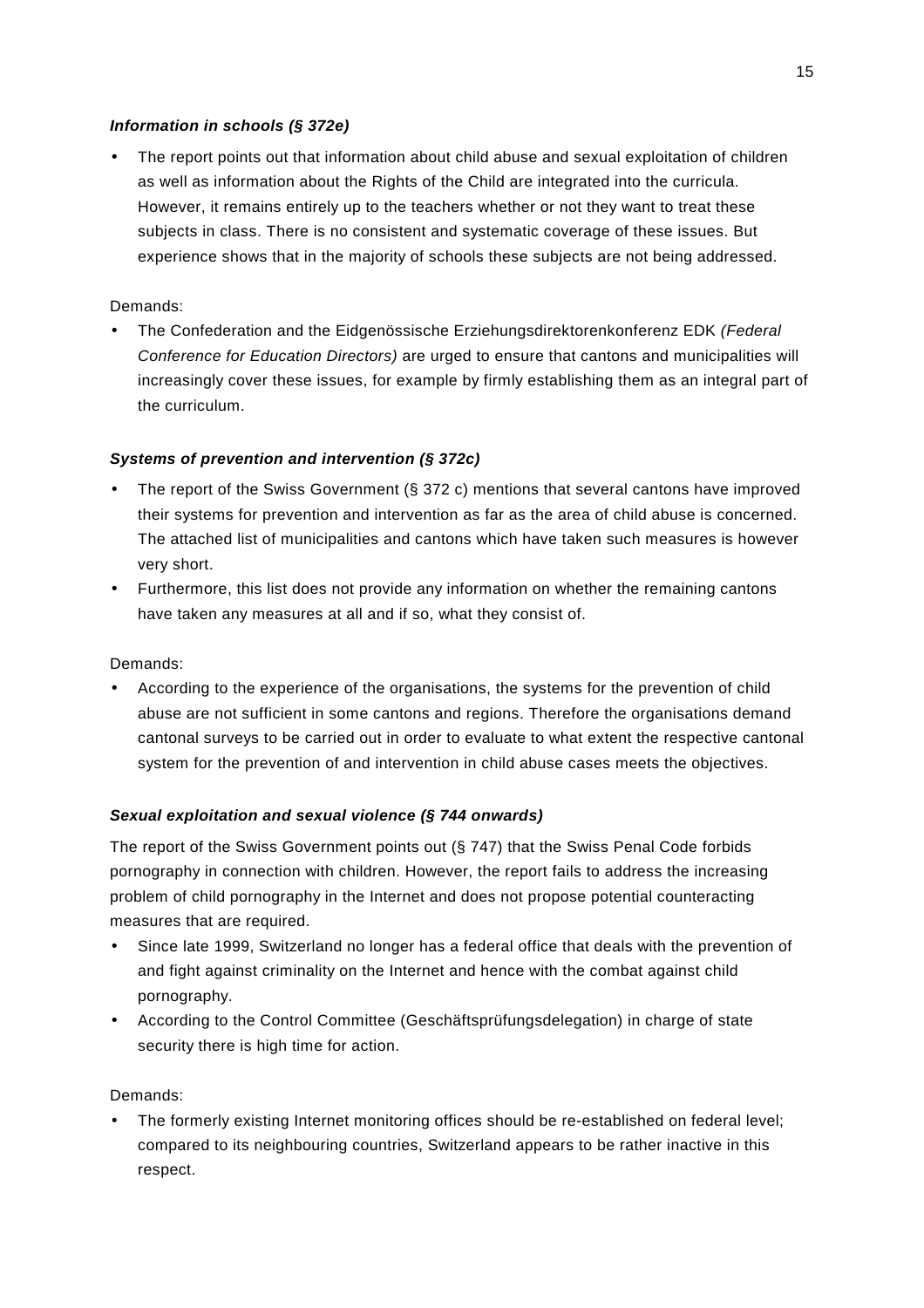***Information in schools (§ 372e)***

- The report points out that information about child abuse and sexual exploitation of children as well as information about the Rights of the Child are integrated into the curricula. However, it remains entirely up to the teachers whether or not they want to treat these subjects in class. There is no consistent and systematic coverage of these issues. But experience shows that in the majority of schools these subjects are not being addressed.

Demands:

- The Confederation and the Eidgenössische Erziehungsdirektorenkonferenz EDK *(Federal Conference for Education Directors)* are urged to ensure that cantons and municipalities will increasingly cover these issues, for example by firmly establishing them as an integral part of the curriculum.

***Systems of prevention and intervention (§ 372c)***

- The report of the Swiss Government (§ 372 c) mentions that several cantons have improved their systems for prevention and intervention as far as the area of child abuse is concerned. The attached list of municipalities and cantons which have taken such measures is however very short.
- Furthermore, this list does not provide any information on whether the remaining cantons have taken any measures at all and if so, what they consist of.

Demands:

- According to the experience of the organisations, the systems for the prevention of child abuse are not sufficient in some cantons and regions. Therefore the organisations demand cantonal surveys to be carried out in order to evaluate to what extent the respective cantonal system for the prevention of and intervention in child abuse cases meets the objectives.

***Sexual exploitation and sexual violence (§ 744 onwards)***

The report of the Swiss Government points out (§ 747) that the Swiss Penal Code forbids pornography in connection with children. However, the report fails to address the increasing problem of child pornography in the Internet and does not propose potential counteracting measures that are required.

- Since late 1999, Switzerland no longer has a federal office that deals with the prevention of and fight against criminality on the Internet and hence with the combat against child pornography.
- According to the Control Committee (Geschäftsprüfungsdelegation) in charge of state security there is high time for action.

Demands:

- The formerly existing Internet monitoring offices should be re-established on federal level; compared to its neighbouring countries, Switzerland appears to be rather inactive in this respect.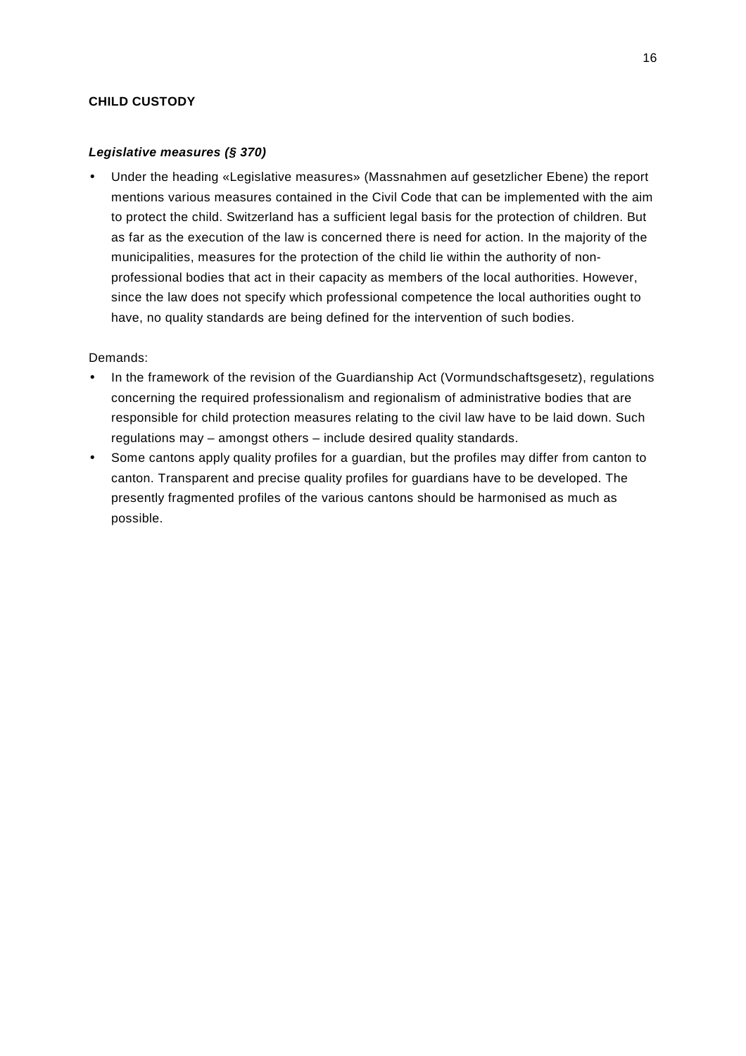## CHILD CUSTODY

### *Legislative measures (§ 370)*

- Under the heading «Legislative measures» (Massnahmen auf gesetzlicher Ebene) the report mentions various measures contained in the Civil Code that can be implemented with the aim to protect the child. Switzerland has a sufficient legal basis for the protection of children. But as far as the execution of the law is concerned there is need for action. In the majority of the municipalities, measures for the protection of the child lie within the authority of non-professional bodies that act in their capacity as members of the local authorities. However, since the law does not specify which professional competence the local authorities ought to have, no quality standards are being defined for the intervention of such bodies.

Demands:

- In the framework of the revision of the Guardianship Act (Vormundschaftsgesetz), regulations concerning the required professionalism and regionalism of administrative bodies that are responsible for child protection measures relating to the civil law have to be laid down. Such regulations may – amongst others – include desired quality standards.
- Some cantons apply quality profiles for a guardian, but the profiles may differ from canton to canton. Transparent and precise quality profiles for guardians have to be developed. The presently fragmented profiles of the various cantons should be harmonised as much as possible.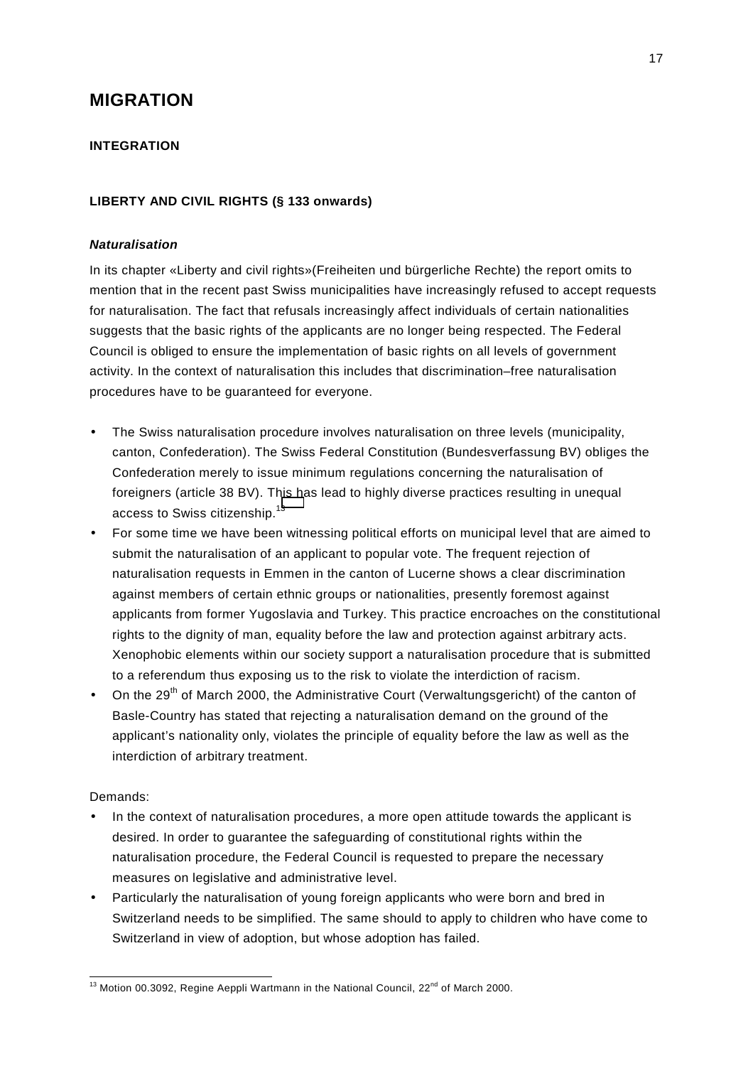# MIGRATION

## INTEGRATION

### LIBERTY AND CIVIL RIGHTS (§ 133 onwards)

***Naturalisation***

In its chapter «Liberty and civil rights»(Freiheiten und bürgerliche Rechte) the report omits to mention that in the recent past Swiss municipalities have increasingly refused to accept requests for naturalisation. The fact that refusals increasingly affect individuals of certain nationalities suggests that the basic rights of the applicants are no longer being respected. The Federal Council is obliged to ensure the implementation of basic rights on all levels of government activity. In the context of naturalisation this includes that discrimination–free naturalisation procedures have to be guaranteed for everyone.

- The Swiss naturalisation procedure involves naturalisation on three levels (municipality, canton, Confederation). The Swiss Federal Constitution (Bundesverfassung BV) obliges the Confederation merely to issue minimum regulations concerning the naturalisation of foreigners (article 38 BV). This has lead to highly diverse practices resulting in unequal access to Swiss citizenship.[13]
- For some time we have been witnessing political efforts on municipal level that are aimed to submit the naturalisation of an applicant to popular vote. The frequent rejection of naturalisation requests in Emmen in the canton of Lucerne shows a clear discrimination against members of certain ethnic groups or nationalities, presently foremost against applicants from former Yugoslavia and Turkey. This practice encroaches on the constitutional rights to the dignity of man, equality before the law and protection against arbitrary acts. Xenophobic elements within our society support a naturalisation procedure that is submitted to a referendum thus exposing us to the risk to violate the interdiction of racism.
- On the 29th of March 2000, the Administrative Court (Verwaltungsgericht) of the canton of Basle-Country has stated that rejecting a naturalisation demand on the ground of the applicant's nationality only, violates the principle of equality before the law as well as the interdiction of arbitrary treatment.

Demands:

- In the context of naturalisation procedures, a more open attitude towards the applicant is desired. In order to guarantee the safeguarding of constitutional rights within the naturalisation procedure, the Federal Council is requested to prepare the necessary measures on legislative and administrative level.
- Particularly the naturalisation of young foreign applicants who were born and bred in Switzerland needs to be simplified. The same should to apply to children who have come to Switzerland in view of adoption, but whose adoption has failed.

---

[13] Motion 00.3092, Regine Aeppli Wartmann in the National Council, 22nd of March 2000.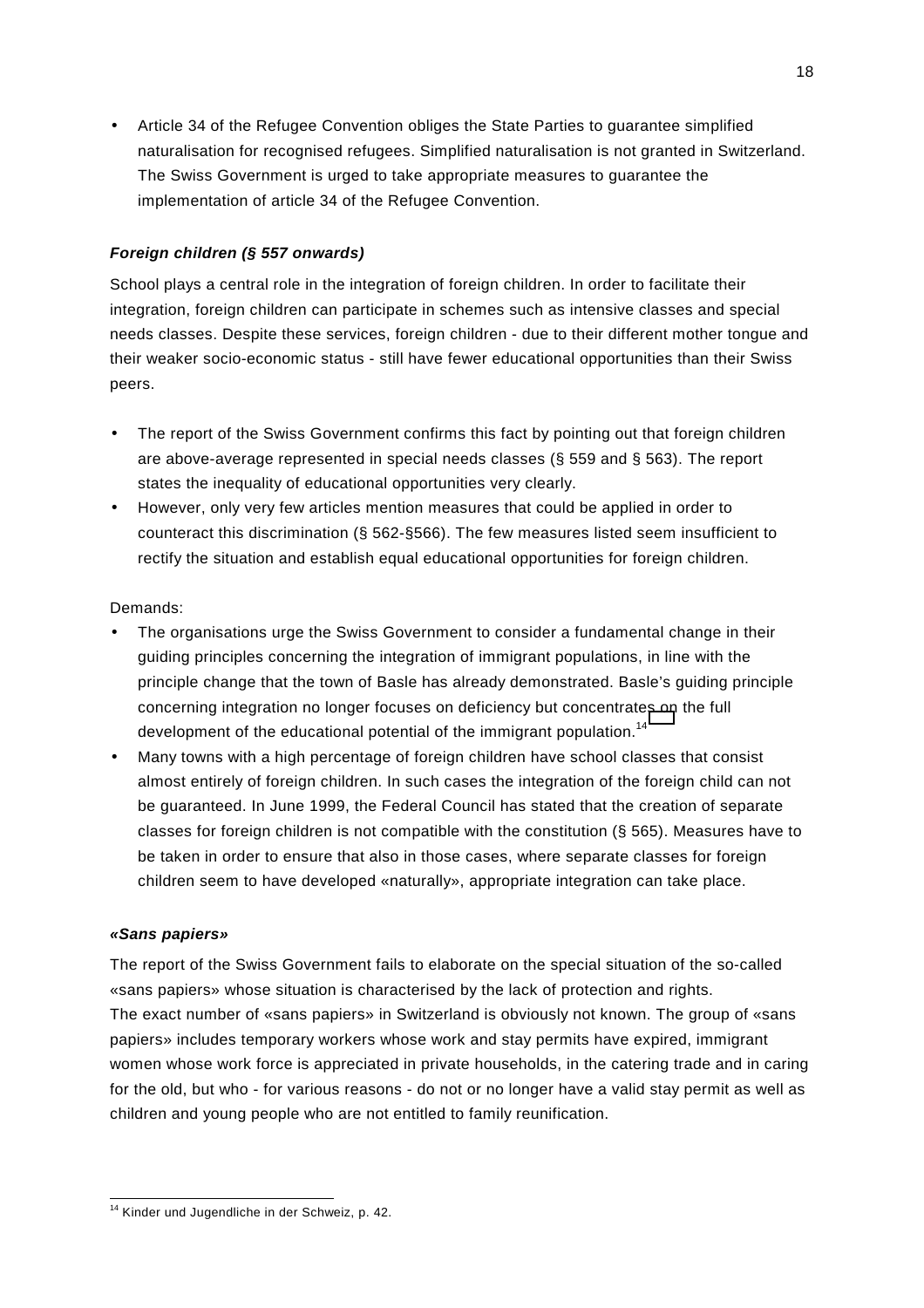- Article 34 of the Refugee Convention obliges the State Parties to guarantee simplified naturalisation for recognised refugees. Simplified naturalisation is not granted in Switzerland. The Swiss Government is urged to take appropriate measures to guarantee the implementation of article 34 of the Refugee Convention.

***Foreign children (§ 557 onwards)***

School plays a central role in the integration of foreign children. In order to facilitate their integration, foreign children can participate in schemes such as intensive classes and special needs classes. Despite these services, foreign children - due to their different mother tongue and their weaker socio-economic status - still have fewer educational opportunities than their Swiss peers.

- The report of the Swiss Government confirms this fact by pointing out that foreign children are above-average represented in special needs classes (§ 559 and § 563). The report states the inequality of educational opportunities very clearly.
- However, only very few articles mention measures that could be applied in order to counteract this discrimination (§ 562-§566). The few measures listed seem insufficient to rectify the situation and establish equal educational opportunities for foreign children.

Demands:

- The organisations urge the Swiss Government to consider a fundamental change in their guiding principles concerning the integration of immigrant populations, in line with the principle change that the town of Basle has already demonstrated. Basle's guiding principle concerning integration no longer focuses on deficiency but concentrates on the full development of the educational potential of the immigrant population.[14]
- Many towns with a high percentage of foreign children have school classes that consist almost entirely of foreign children. In such cases the integration of the foreign child can not be guaranteed. In June 1999, the Federal Council has stated that the creation of separate classes for foreign children is not compatible with the constitution (§ 565). Measures have to be taken in order to ensure that also in those cases, where separate classes for foreign children seem to have developed «naturally», appropriate integration can take place.

***«Sans papiers»***

The report of the Swiss Government fails to elaborate on the special situation of the so-called «sans papiers» whose situation is characterised by the lack of protection and rights.
The exact number of «sans papiers» in Switzerland is obviously not known. The group of «sans papiers» includes temporary workers whose work and stay permits have expired, immigrant women whose work force is appreciated in private households, in the catering trade and in caring for the old, but who - for various reasons - do not or no longer have a valid stay permit as well as children and young people who are not entitled to family reunification.

[14] Kinder und Jugendliche in der Schweiz, p. 42.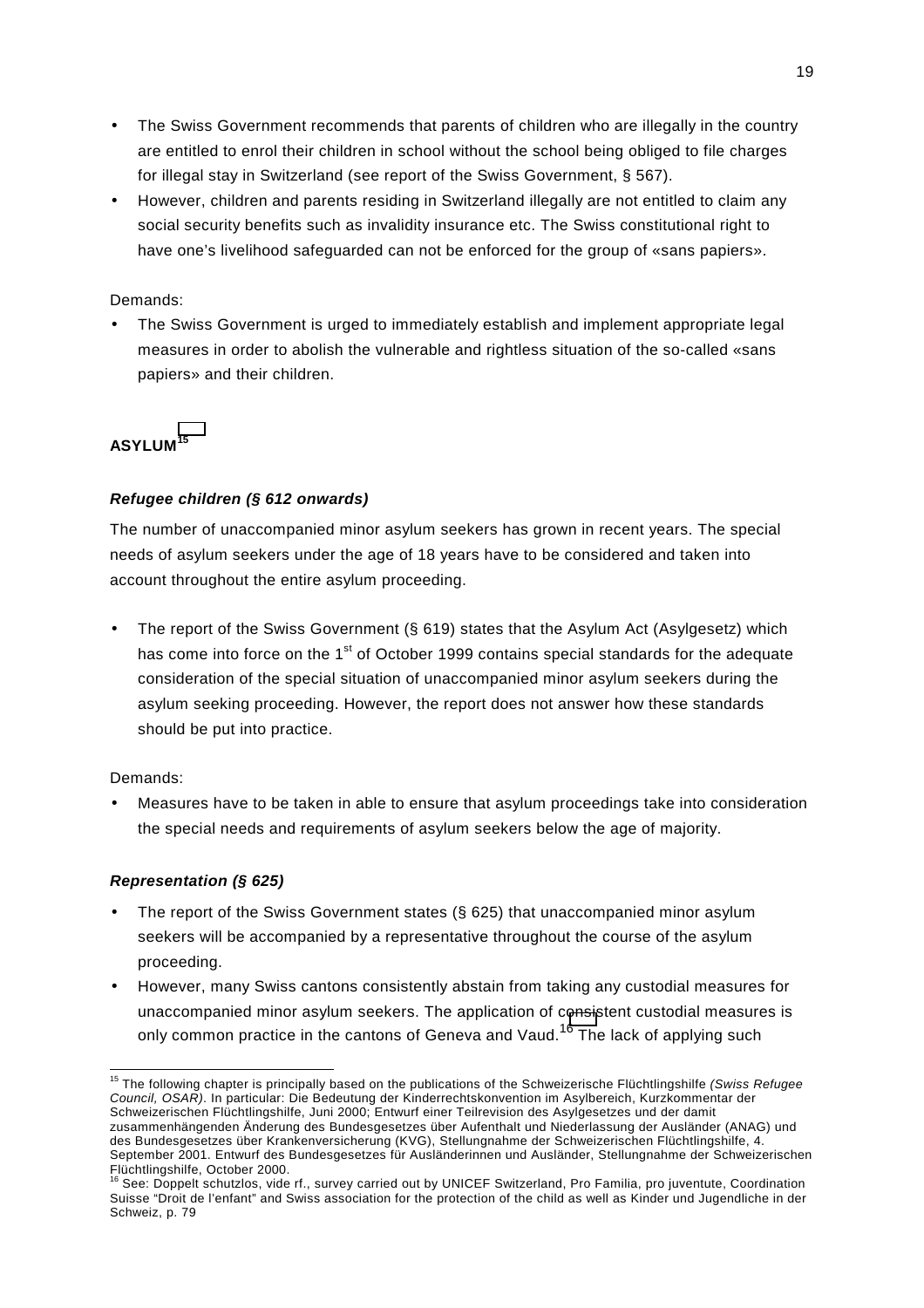- The Swiss Government recommends that parents of children who are illegally in the country are entitled to enrol their children in school without the school being obliged to file charges for illegal stay in Switzerland (see report of the Swiss Government, § 567).
- However, children and parents residing in Switzerland illegally are not entitled to claim any social security benefits such as invalidity insurance etc. The Swiss constitutional right to have one's livelihood safeguarded can not be enforced for the group of «sans papiers».

Demands:

- The Swiss Government is urged to immediately establish and implement appropriate legal measures in order to abolish the vulnerable and rightless situation of the so-called «sans papiers» and their children.

## ASYLUM[15]

### *Refugee children (§ 612 onwards)*

The number of unaccompanied minor asylum seekers has grown in recent years. The special needs of asylum seekers under the age of 18 years have to be considered and taken into account throughout the entire asylum proceeding.

- The report of the Swiss Government (§ 619) states that the Asylum Act (Asylgesetz) which has come into force on the 1st of October 1999 contains special standards for the adequate consideration of the special situation of unaccompanied minor asylum seekers during the asylum seeking proceeding. However, the report does not answer how these standards should be put into practice.

Demands:

- Measures have to be taken in able to ensure that asylum proceedings take into consideration the special needs and requirements of asylum seekers below the age of majority.

### *Representation (§ 625)*

- The report of the Swiss Government states (§ 625) that unaccompanied minor asylum seekers will be accompanied by a representative throughout the course of the asylum proceeding.
- However, many Swiss cantons consistently abstain from taking any custodial measures for unaccompanied minor asylum seekers. The application of consistent custodial measures is only common practice in the cantons of Geneva and Vaud.[16] The lack of applying such

---

[15] The following chapter is principally based on the publications of the Schweizerische Flüchtlingshilfe *(Swiss Refugee Council, OSAR)*. In particular: Die Bedeutung der Kinderrechtskonvention im Asylbereich, Kurzkommentar der Schweizerischen Flüchtlingshilfe, Juni 2000; Entwurf einer Teilrevision des Asylgesetzes und der damit zusammenhängenden Änderung des Bundesgesetzes über Aufenthalt und Niederlassung der Ausländer (ANAG) und des Bundesgesetzes über Krankenversicherung (KVG), Stellungnahme der Schweizerischen Flüchtlingshilfe, 4. September 2001. Entwurf des Bundesgesetzes für Ausländerinnen und Ausländer, Stellungnahme der Schweizerischen Flüchtlingshilfe, October 2000.

[16] See: Doppelt schutzlos, vide rf., survey carried out by UNICEF Switzerland, Pro Familia, pro juventute, Coordination Suisse "Droit de l'enfant" and Swiss association for the protection of the child as well as Kinder und Jugendliche in der Schweiz, p. 79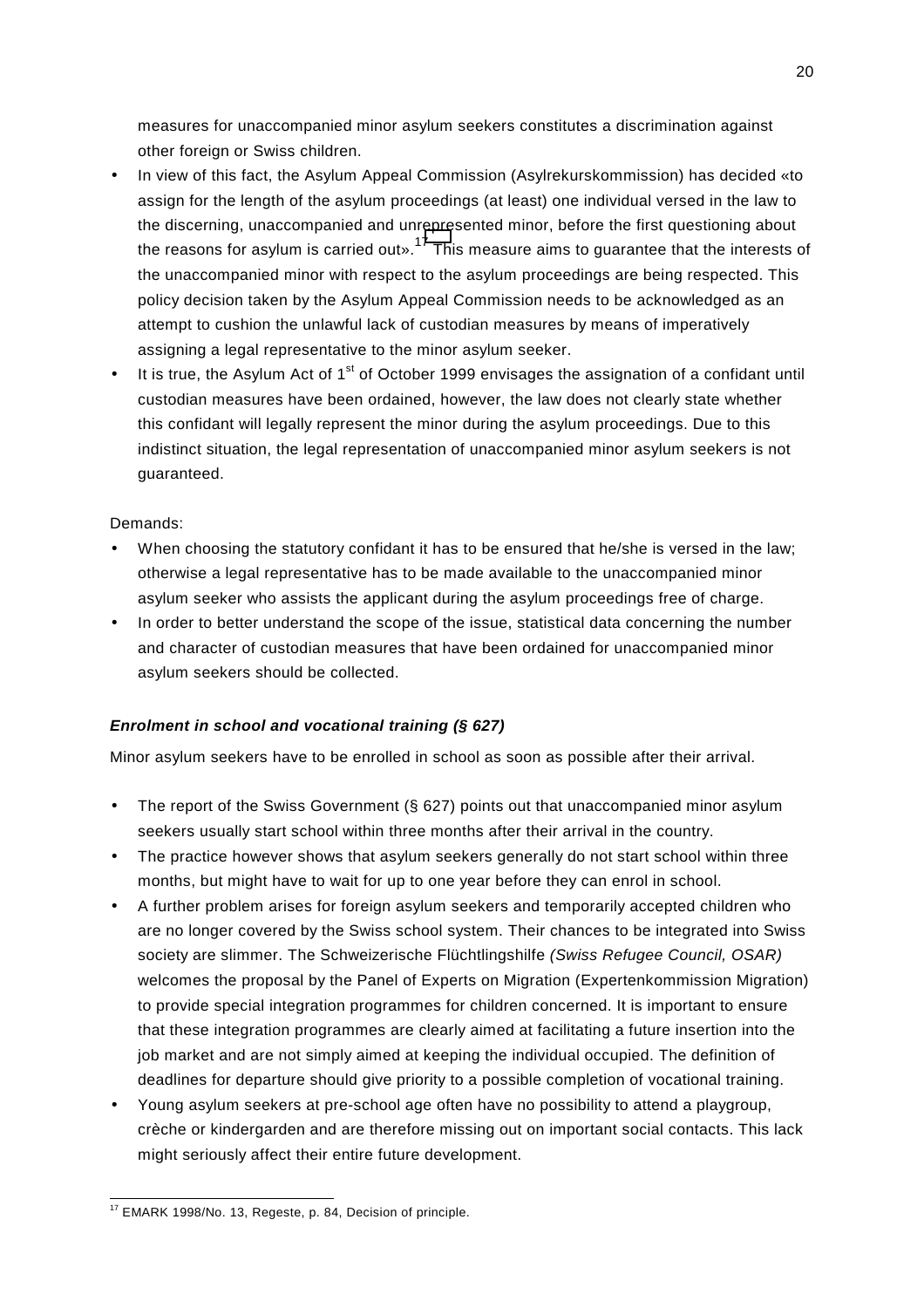measures for unaccompanied minor asylum seekers constitutes a discrimination against other foreign or Swiss children.

- In view of this fact, the Asylum Appeal Commission (Asylrekurskommission) has decided «to assign for the length of the asylum proceedings (at least) one individual versed in the law to the discerning, unaccompanied and unrepresented minor, before the first questioning about the reasons for asylum is carried out».[17] This measure aims to guarantee that the interests of the unaccompanied minor with respect to the asylum proceedings are being respected. This policy decision taken by the Asylum Appeal Commission needs to be acknowledged as an attempt to cushion the unlawful lack of custodian measures by means of imperatively assigning a legal representative to the minor asylum seeker.
- It is true, the Asylum Act of 1st of October 1999 envisages the assignation of a confidant until custodian measures have been ordained, however, the law does not clearly state whether this confidant will legally represent the minor during the asylum proceedings. Due to this indistinct situation, the legal representation of unaccompanied minor asylum seekers is not guaranteed.

Demands:

- When choosing the statutory confidant it has to be ensured that he/she is versed in the law; otherwise a legal representative has to be made available to the unaccompanied minor asylum seeker who assists the applicant during the asylum proceedings free of charge.
- In order to better understand the scope of the issue, statistical data concerning the number and character of custodian measures that have been ordained for unaccompanied minor asylum seekers should be collected.

#### ***Enrolment in school and vocational training (§ 627)***

Minor asylum seekers have to be enrolled in school as soon as possible after their arrival.

- The report of the Swiss Government (§ 627) points out that unaccompanied minor asylum seekers usually start school within three months after their arrival in the country.
- The practice however shows that asylum seekers generally do not start school within three months, but might have to wait for up to one year before they can enrol in school.
- A further problem arises for foreign asylum seekers and temporarily accepted children who are no longer covered by the Swiss school system. Their chances to be integrated into Swiss society are slimmer. The Schweizerische Flüchtlingshilfe *(Swiss Refugee Council, OSAR)* welcomes the proposal by the Panel of Experts on Migration (Expertenkommission Migration) to provide special integration programmes for children concerned. It is important to ensure that these integration programmes are clearly aimed at facilitating a future insertion into the job market and are not simply aimed at keeping the individual occupied. The definition of deadlines for departure should give priority to a possible completion of vocational training.
- Young asylum seekers at pre-school age often have no possibility to attend a playgroup, crèche or kindergarden and are therefore missing out on important social contacts. This lack might seriously affect their entire future development.

[17] EMARK 1998/No. 13, Regeste, p. 84, Decision of principle.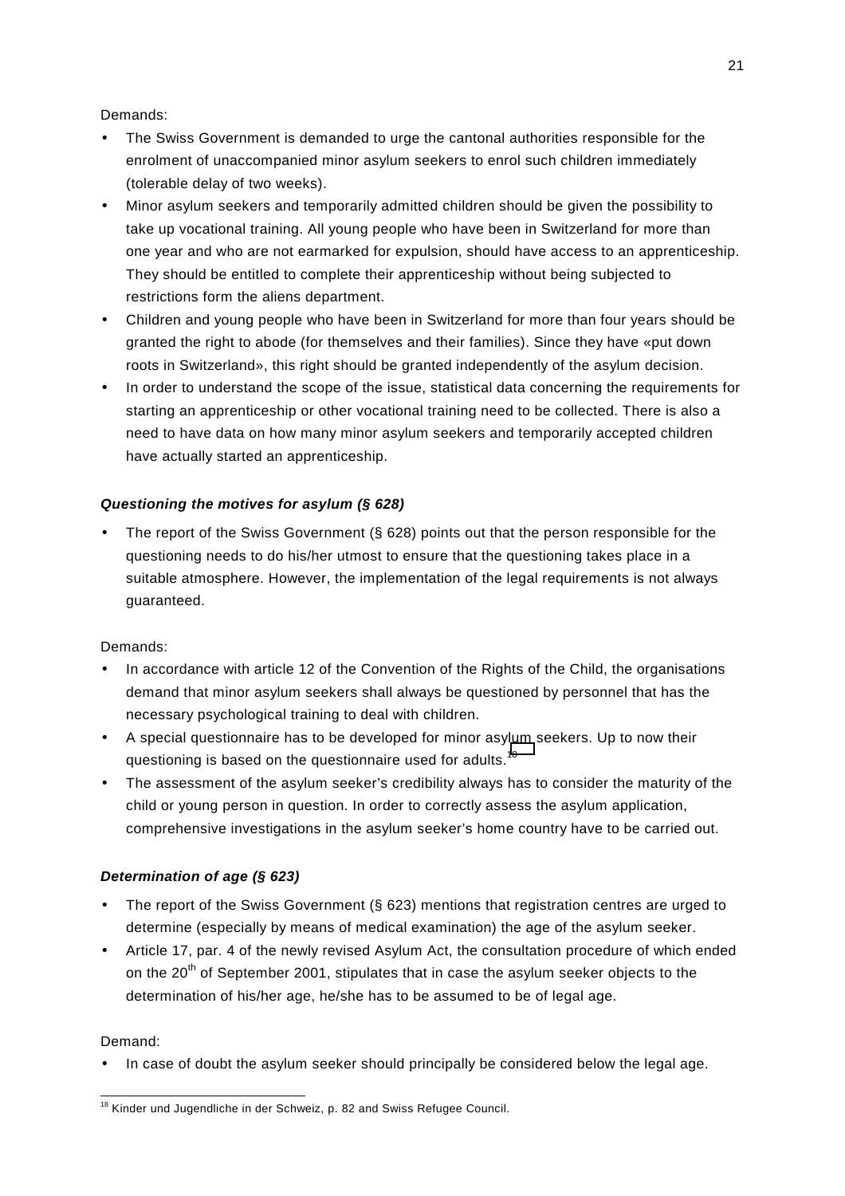Demands:

- The Swiss Government is demanded to urge the cantonal authorities responsible for the enrolment of unaccompanied minor asylum seekers to enrol such children immediately (tolerable delay of two weeks).
- Minor asylum seekers and temporarily admitted children should be given the possibility to take up vocational training. All young people who have been in Switzerland for more than one year and who are not earmarked for expulsion, should have access to an apprenticeship. They should be entitled to complete their apprenticeship without being subjected to restrictions form the aliens department.
- Children and young people who have been in Switzerland for more than four years should be granted the right to abode (for themselves and their families). Since they have «put down roots in Switzerland», this right should be granted independently of the asylum decision.
- In order to understand the scope of the issue, statistical data concerning the requirements for starting an apprenticeship or other vocational training need to be collected. There is also a need to have data on how many minor asylum seekers and temporarily accepted children have actually started an apprenticeship.

***Questioning the motives for asylum (§ 628)***

- The report of the Swiss Government (§ 628) points out that the person responsible for the questioning needs to do his/her utmost to ensure that the questioning takes place in a suitable atmosphere. However, the implementation of the legal requirements is not always guaranteed.

Demands:

- In accordance with article 12 of the Convention of the Rights of the Child, the organisations demand that minor asylum seekers shall always be questioned by personnel that has the necessary psychological training to deal with children.
- A special questionnaire has to be developed for minor asylum seekers. Up to now their questioning is based on the questionnaire used for adults.[18]
- The assessment of the asylum seeker's credibility always has to consider the maturity of the child or young person in question. In order to correctly assess the asylum application, comprehensive investigations in the asylum seeker's home country have to be carried out.

***Determination of age (§ 623)***

- The report of the Swiss Government (§ 623) mentions that registration centres are urged to determine (especially by means of medical examination) the age of the asylum seeker.
- Article 17, par. 4 of the newly revised Asylum Act, the consultation procedure of which ended on the 20th of September 2001, stipulates that in case the asylum seeker objects to the determination of his/her age, he/she has to be assumed to be of legal age.

Demand:

- In case of doubt the asylum seeker should principally be considered below the legal age.

[18] Kinder und Jugendliche in der Schweiz, p. 82 and Swiss Refugee Council.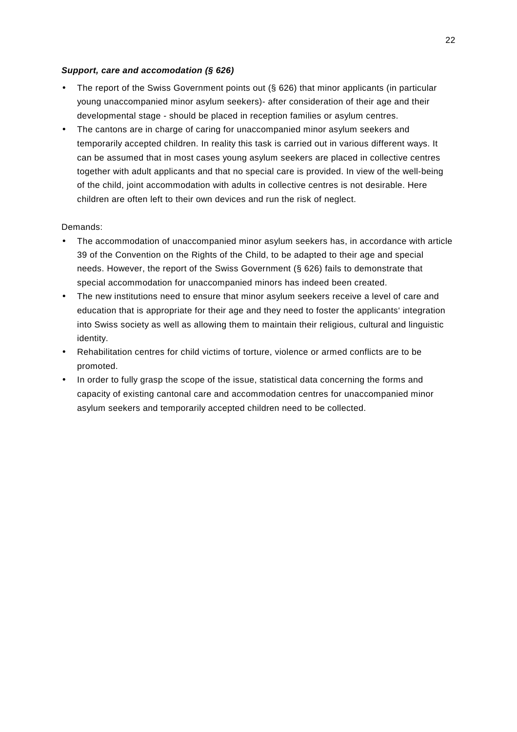***Support, care and accomodation (§ 626)***

- The report of the Swiss Government points out (§ 626) that minor applicants (in particular young unaccompanied minor asylum seekers)- after consideration of their age and their developmental stage - should be placed in reception families or asylum centres.
- The cantons are in charge of caring for unaccompanied minor asylum seekers and temporarily accepted children. In reality this task is carried out in various different ways. It can be assumed that in most cases young asylum seekers are placed in collective centres together with adult applicants and that no special care is provided. In view of the well-being of the child, joint accommodation with adults in collective centres is not desirable. Here children are often left to their own devices and run the risk of neglect.

Demands:

- The accommodation of unaccompanied minor asylum seekers has, in accordance with article 39 of the Convention on the Rights of the Child, to be adapted to their age and special needs. However, the report of the Swiss Government (§ 626) fails to demonstrate that special accommodation for unaccompanied minors has indeed been created.
- The new institutions need to ensure that minor asylum seekers receive a level of care and education that is appropriate for their age and they need to foster the applicants' integration into Swiss society as well as allowing them to maintain their religious, cultural and linguistic identity.
- Rehabilitation centres for child victims of torture, violence or armed conflicts are to be promoted.
- In order to fully grasp the scope of the issue, statistical data concerning the forms and capacity of existing cantonal care and accommodation centres for unaccompanied minor asylum seekers and temporarily accepted children need to be collected.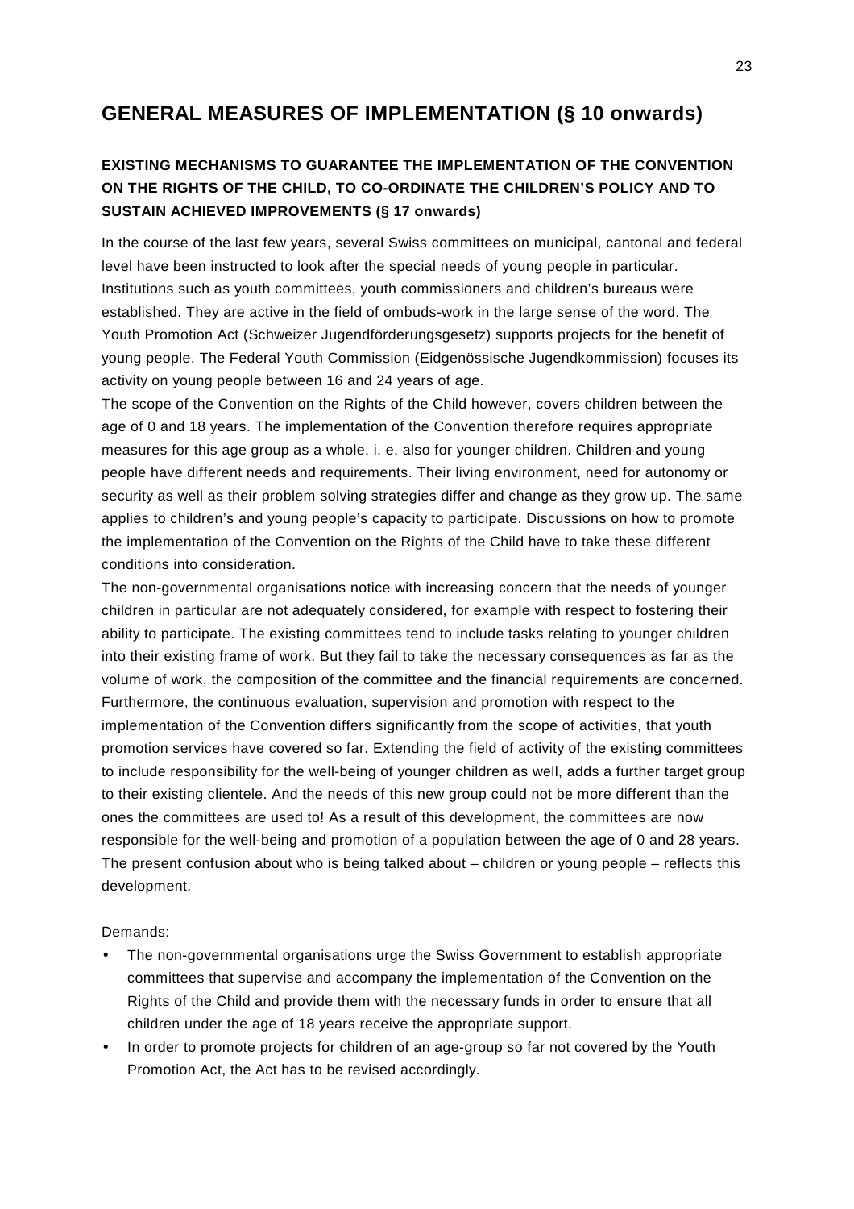## GENERAL MEASURES OF IMPLEMENTATION (§ 10 onwards)

### EXISTING MECHANISMS TO GUARANTEE THE IMPLEMENTATION OF THE CONVENTION ON THE RIGHTS OF THE CHILD, TO CO-ORDINATE THE CHILDREN'S POLICY AND TO SUSTAIN ACHIEVED IMPROVEMENTS (§ 17 onwards)

In the course of the last few years, several Swiss committees on municipal, cantonal and federal level have been instructed to look after the special needs of young people in particular. Institutions such as youth committees, youth commissioners and children's bureaus were established. They are active in the field of ombuds-work in the large sense of the word. The Youth Promotion Act (Schweizer Jugendförderungsgesetz) supports projects for the benefit of young people. The Federal Youth Commission (Eidgenössische Jugendkommission) focuses its activity on young people between 16 and 24 years of age.

The scope of the Convention on the Rights of the Child however, covers children between the age of 0 and 18 years. The implementation of the Convention therefore requires appropriate measures for this age group as a whole, i. e. also for younger children. Children and young people have different needs and requirements. Their living environment, need for autonomy or security as well as their problem solving strategies differ and change as they grow up. The same applies to children's and young people's capacity to participate. Discussions on how to promote the implementation of the Convention on the Rights of the Child have to take these different conditions into consideration.

The non-governmental organisations notice with increasing concern that the needs of younger children in particular are not adequately considered, for example with respect to fostering their ability to participate. The existing committees tend to include tasks relating to younger children into their existing frame of work. But they fail to take the necessary consequences as far as the volume of work, the composition of the committee and the financial requirements are concerned. Furthermore, the continuous evaluation, supervision and promotion with respect to the implementation of the Convention differs significantly from the scope of activities, that youth promotion services have covered so far. Extending the field of activity of the existing committees to include responsibility for the well-being of younger children as well, adds a further target group to their existing clientele. And the needs of this new group could not be more different than the ones the committees are used to! As a result of this development, the committees are now responsible for the well-being and promotion of a population between the age of 0 and 28 years. The present confusion about who is being talked about – children or young people – reflects this development.

Demands:

- The non-governmental organisations urge the Swiss Government to establish appropriate committees that supervise and accompany the implementation of the Convention on the Rights of the Child and provide them with the necessary funds in order to ensure that all children under the age of 18 years receive the appropriate support.
- In order to promote projects for children of an age-group so far not covered by the Youth Promotion Act, the Act has to be revised accordingly.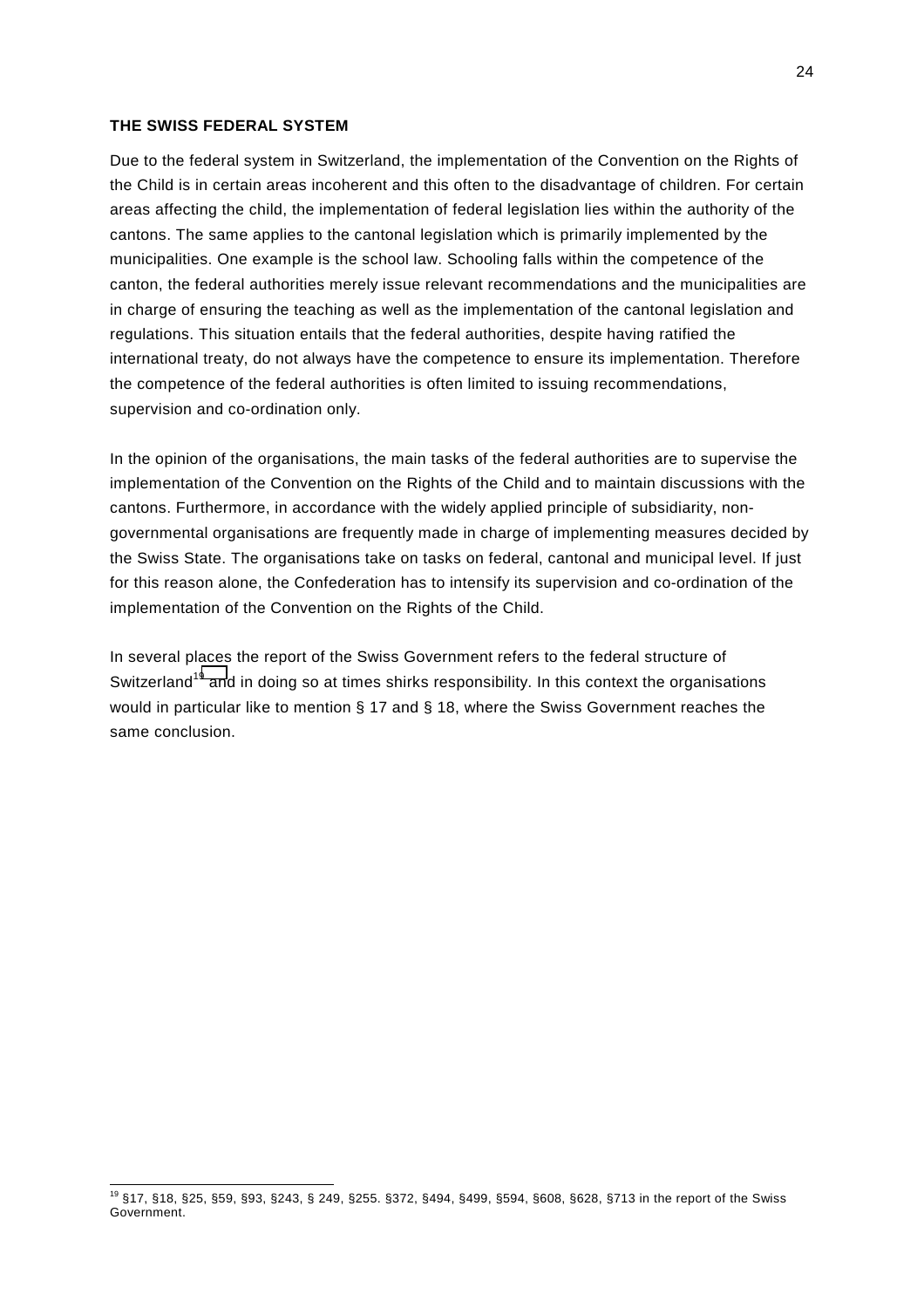**THE SWISS FEDERAL SYSTEM**

Due to the federal system in Switzerland, the implementation of the Convention on the Rights of the Child is in certain areas incoherent and this often to the disadvantage of children. For certain areas affecting the child, the implementation of federal legislation lies within the authority of the cantons. The same applies to the cantonal legislation which is primarily implemented by the municipalities. One example is the school law. Schooling falls within the competence of the canton, the federal authorities merely issue relevant recommendations and the municipalities are in charge of ensuring the teaching as well as the implementation of the cantonal legislation and regulations. This situation entails that the federal authorities, despite having ratified the international treaty, do not always have the competence to ensure its implementation. Therefore the competence of the federal authorities is often limited to issuing recommendations, supervision and co-ordination only.

In the opinion of the organisations, the main tasks of the federal authorities are to supervise the implementation of the Convention on the Rights of the Child and to maintain discussions with the cantons. Furthermore, in accordance with the widely applied principle of subsidiarity, non-governmental organisations are frequently made in charge of implementing measures decided by the Swiss State. The organisations take on tasks on federal, cantonal and municipal level. If just for this reason alone, the Confederation has to intensify its supervision and co-ordination of the implementation of the Convention on the Rights of the Child.

In several places the report of the Swiss Government refers to the federal structure of Switzerland[19] and in doing so at times shirks responsibility. In this context the organisations would in particular like to mention § 17 and § 18, where the Swiss Government reaches the same conclusion.

---

[19] §17, §18, §25, §59, §93, §243, § 249, §255. §372, §494, §499, §594, §608, §628, §713 in the report of the Swiss Government.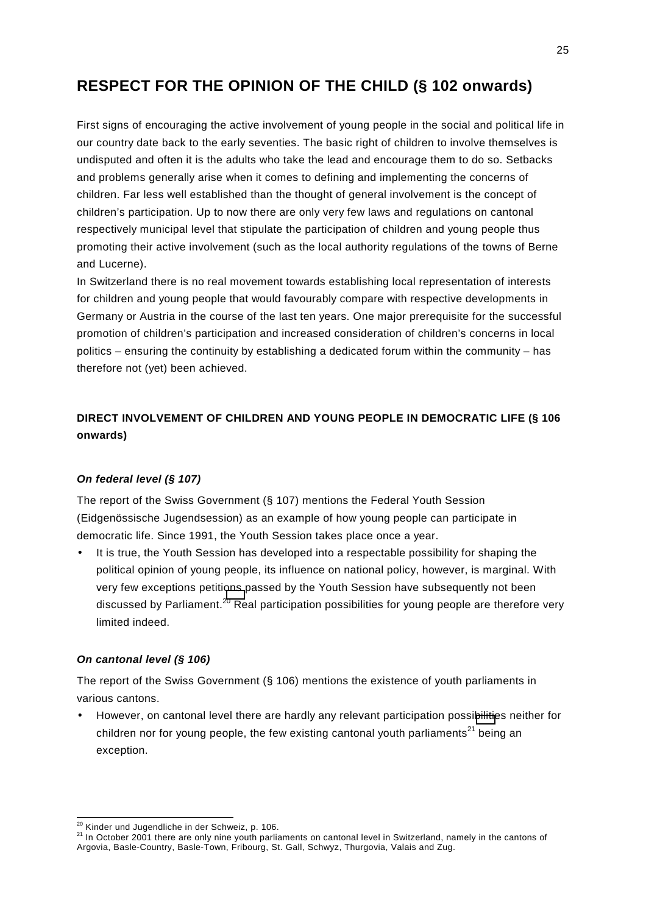# RESPECT FOR THE OPINION OF THE CHILD (§ 102 onwards)

First signs of encouraging the active involvement of young people in the social and political life in our country date back to the early seventies. The basic right of children to involve themselves is undisputed and often it is the adults who take the lead and encourage them to do so. Setbacks and problems generally arise when it comes to defining and implementing the concerns of children. Far less well established than the thought of general involvement is the concept of children's participation. Up to now there are only very few laws and regulations on cantonal respectively municipal level that stipulate the participation of children and young people thus promoting their active involvement (such as the local authority regulations of the towns of Berne and Lucerne).

In Switzerland there is no real movement towards establishing local representation of interests for children and young people that would favourably compare with respective developments in Germany or Austria in the course of the last ten years. One major prerequisite for the successful promotion of children's participation and increased consideration of children's concerns in local politics – ensuring the continuity by establishing a dedicated forum within the community – has therefore not (yet) been achieved.

## DIRECT INVOLVEMENT OF CHILDREN AND YOUNG PEOPLE IN DEMOCRATIC LIFE (§ 106 onwards)

### *On federal level (§ 107)*

The report of the Swiss Government (§ 107) mentions the Federal Youth Session (Eidgenössische Jugendsession) as an example of how young people can participate in democratic life. Since 1991, the Youth Session takes place once a year.

- It is true, the Youth Session has developed into a respectable possibility for shaping the political opinion of young people, its influence on national policy, however, is marginal. With very few exceptions petitions passed by the Youth Session have subsequently not been discussed by Parliament.[20] Real participation possibilities for young people are therefore very limited indeed.

### *On cantonal level (§ 106)*

The report of the Swiss Government (§ 106) mentions the existence of youth parliaments in various cantons.

- However, on cantonal level there are hardly any relevant participation possibilities neither for children nor for young people, the few existing cantonal youth parliaments[21] being an exception.

---

[20] Kinder und Jugendliche in der Schweiz, p. 106.

[21] In October 2001 there are only nine youth parliaments on cantonal level in Switzerland, namely in the cantons of Argovia, Basle-Country, Basle-Town, Fribourg, St. Gall, Schwyz, Thurgovia, Valais and Zug.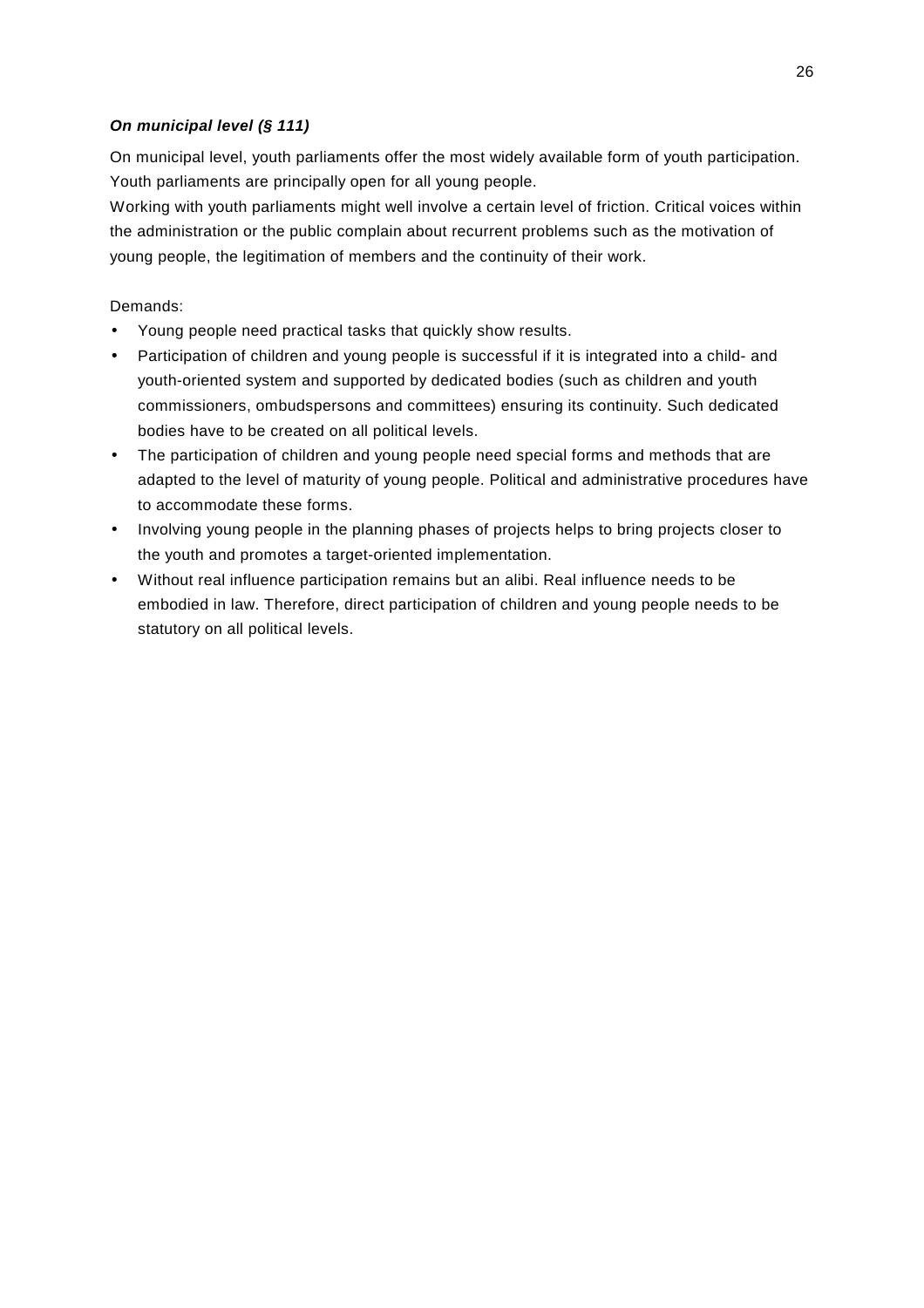***On municipal level (§ 111)***

On municipal level, youth parliaments offer the most widely available form of youth participation. Youth parliaments are principally open for all young people.

Working with youth parliaments might well involve a certain level of friction. Critical voices within the administration or the public complain about recurrent problems such as the motivation of young people, the legitimation of members and the continuity of their work.

Demands:

- Young people need practical tasks that quickly show results.
- Participation of children and young people is successful if it is integrated into a child- and youth-oriented system and supported by dedicated bodies (such as children and youth commissioners, ombudspersons and committees) ensuring its continuity. Such dedicated bodies have to be created on all political levels.
- The participation of children and young people need special forms and methods that are adapted to the level of maturity of young people. Political and administrative procedures have to accommodate these forms.
- Involving young people in the planning phases of projects helps to bring projects closer to the youth and promotes a target-oriented implementation.
- Without real influence participation remains but an alibi. Real influence needs to be embodied in law. Therefore, direct participation of children and young people needs to be statutory on all political levels.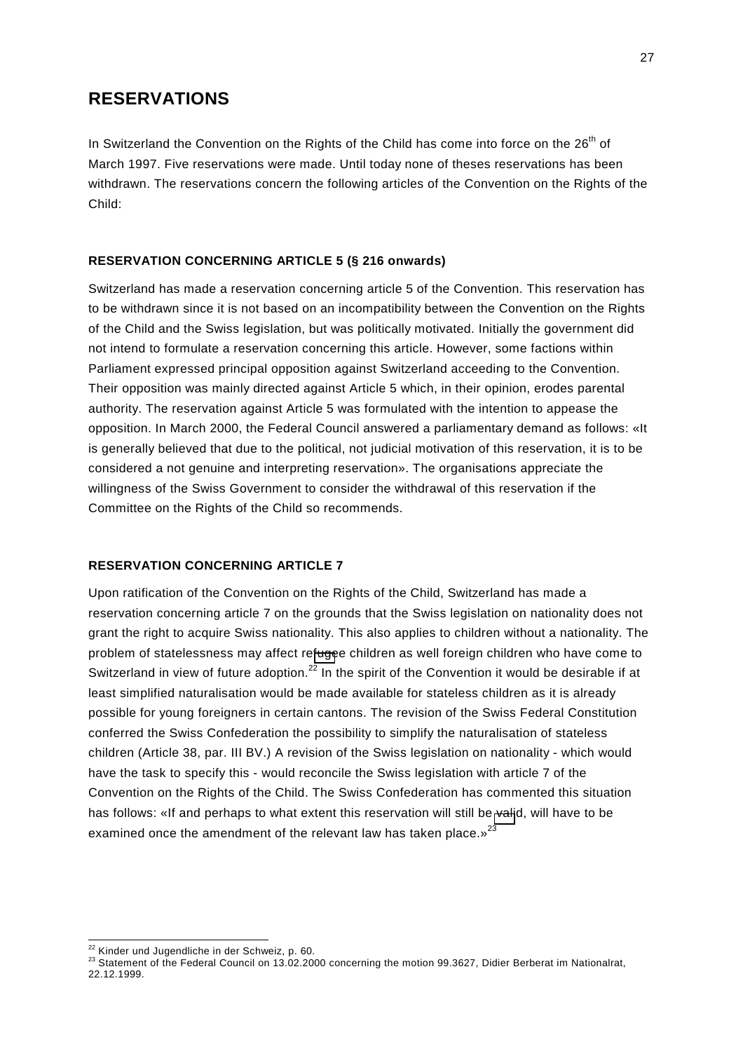# RESERVATIONS

In Switzerland the Convention on the Rights of the Child has come into force on the 26th of March 1997. Five reservations were made. Until today none of theses reservations has been withdrawn. The reservations concern the following articles of the Convention on the Rights of the Child:

### RESERVATION CONCERNING ARTICLE 5 (§ 216 onwards)

Switzerland has made a reservation concerning article 5 of the Convention. This reservation has to be withdrawn since it is not based on an incompatibility between the Convention on the Rights of the Child and the Swiss legislation, but was politically motivated. Initially the government did not intend to formulate a reservation concerning this article. However, some factions within Parliament expressed principal opposition against Switzerland acceeding to the Convention. Their opposition was mainly directed against Article 5 which, in their opinion, erodes parental authority. The reservation against Article 5 was formulated with the intention to appease the opposition. In March 2000, the Federal Council answered a parliamentary demand as follows: «It is generally believed that due to the political, not judicial motivation of this reservation, it is to be considered a not genuine and interpreting reservation». The organisations appreciate the willingness of the Swiss Government to consider the withdrawal of this reservation if the Committee on the Rights of the Child so recommends.

### RESERVATION CONCERNING ARTICLE 7

Upon ratification of the Convention on the Rights of the Child, Switzerland has made a reservation concerning article 7 on the grounds that the Swiss legislation on nationality does not grant the right to acquire Swiss nationality. This also applies to children without a nationality. The problem of statelessness may affect refugee children as well foreign children who have come to Switzerland in view of future adoption.[22] In the spirit of the Convention it would be desirable if at least simplified naturalisation would be made available for stateless children as it is already possible for young foreigners in certain cantons. The revision of the Swiss Federal Constitution conferred the Swiss Confederation the possibility to simplify the naturalisation of stateless children (Article 38, par. III BV.) A revision of the Swiss legislation on nationality - which would have the task to specify this - would reconcile the Swiss legislation with article 7 of the Convention on the Rights of the Child. The Swiss Confederation has commented this situation has follows: «If and perhaps to what extent this reservation will still be valid, will have to be examined once the amendment of the relevant law has taken place.»[23]

---

[22] Kinder und Jugendliche in der Schweiz, p. 60.

[23] Statement of the Federal Council on 13.02.2000 concerning the motion 99.3627, Didier Berberat im Nationalrat, 22.12.1999.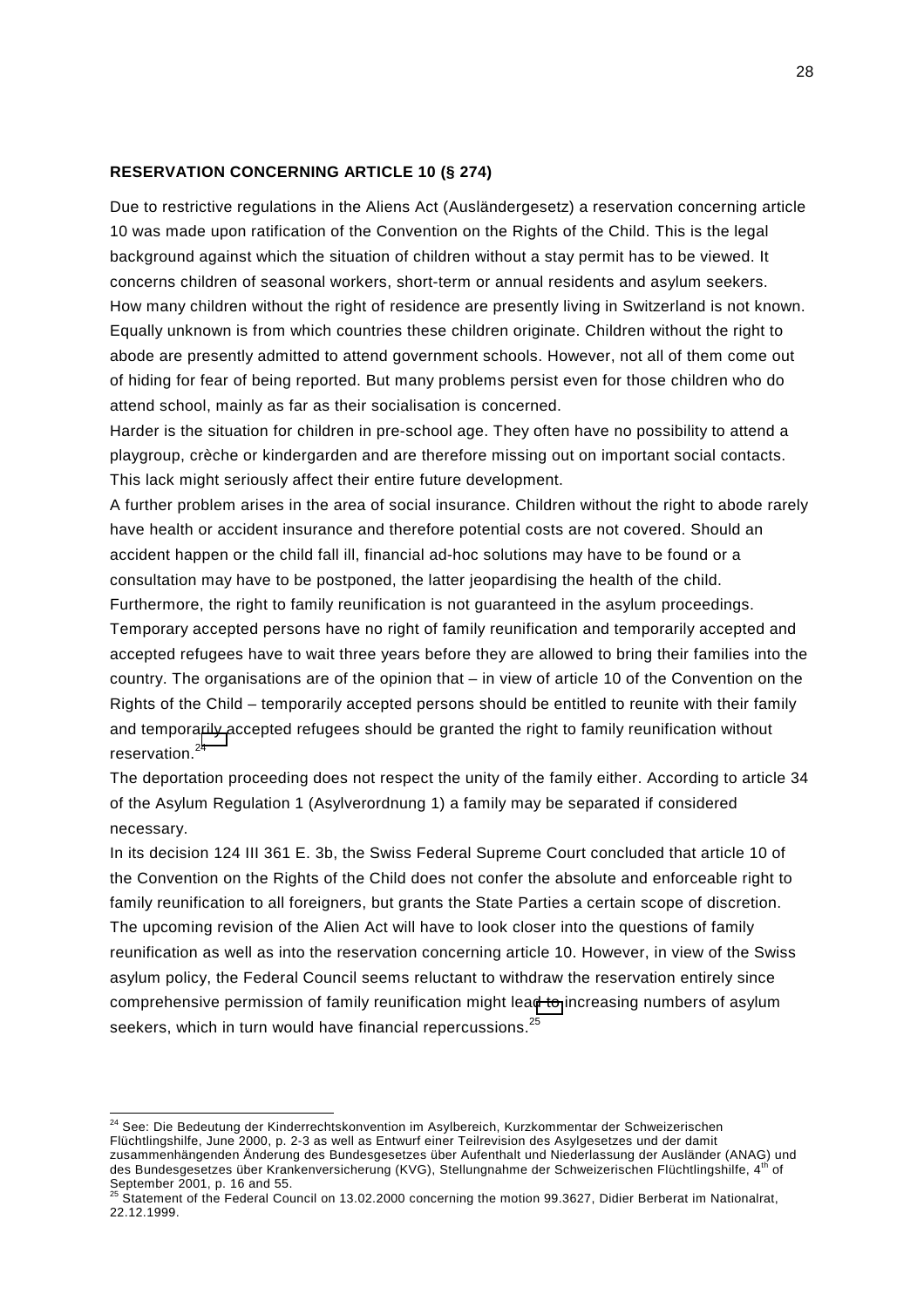**RESERVATION CONCERNING ARTICLE 10 (§ 274)**

Due to restrictive regulations in the Aliens Act (Ausländergesetz) a reservation concerning article 10 was made upon ratification of the Convention on the Rights of the Child. This is the legal background against which the situation of children without a stay permit has to be viewed. It concerns children of seasonal workers, short-term or annual residents and asylum seekers. How many children without the right of residence are presently living in Switzerland is not known. Equally unknown is from which countries these children originate. Children without the right to abode are presently admitted to attend government schools. However, not all of them come out of hiding for fear of being reported. But many problems persist even for those children who do attend school, mainly as far as their socialisation is concerned.

Harder is the situation for children in pre-school age. They often have no possibility to attend a playgroup, crèche or kindergarden and are therefore missing out on important social contacts. This lack might seriously affect their entire future development.

A further problem arises in the area of social insurance. Children without the right to abode rarely have health or accident insurance and therefore potential costs are not covered. Should an accident happen or the child fall ill, financial ad-hoc solutions may have to be found or a consultation may have to be postponed, the latter jeopardising the health of the child.

Furthermore, the right to family reunification is not guaranteed in the asylum proceedings. Temporary accepted persons have no right of family reunification and temporarily accepted and accepted refugees have to wait three years before they are allowed to bring their families into the country. The organisations are of the opinion that – in view of article 10 of the Convention on the Rights of the Child – temporarily accepted persons should be entitled to reunite with their family and temporarily accepted refugees should be granted the right to family reunification without reservation.[24]

The deportation proceeding does not respect the unity of the family either. According to article 34 of the Asylum Regulation 1 (Asylverordnung 1) a family may be separated if considered necessary.

In its decision 124 III 361 E. 3b, the Swiss Federal Supreme Court concluded that article 10 of the Convention on the Rights of the Child does not confer the absolute and enforceable right to family reunification to all foreigners, but grants the State Parties a certain scope of discretion. The upcoming revision of the Alien Act will have to look closer into the questions of family reunification as well as into the reservation concerning article 10. However, in view of the Swiss asylum policy, the Federal Council seems reluctant to withdraw the reservation entirely since comprehensive permission of family reunification might lead to increasing numbers of asylum seekers, which in turn would have financial repercussions.[25]

---

[24] See: Die Bedeutung der Kinderrechtskonvention im Asylbereich, Kurzkommentar der Schweizerischen Flüchtlingshilfe, June 2000, p. 2-3 as well as Entwurf einer Teilrevision des Asylgesetzes und der damit zusammenhängenden Änderung des Bundesgesetzes über Aufenthalt und Niederlassung der Ausländer (ANAG) und des Bundesgesetzes über Krankenversicherung (KVG), Stellungnahme der Schweizerischen Flüchtlingshilfe, 4th of September 2001, p. 16 and 55.

[25] Statement of the Federal Council on 13.02.2000 concerning the motion 99.3627, Didier Berberat im Nationalrat, 22.12.1999.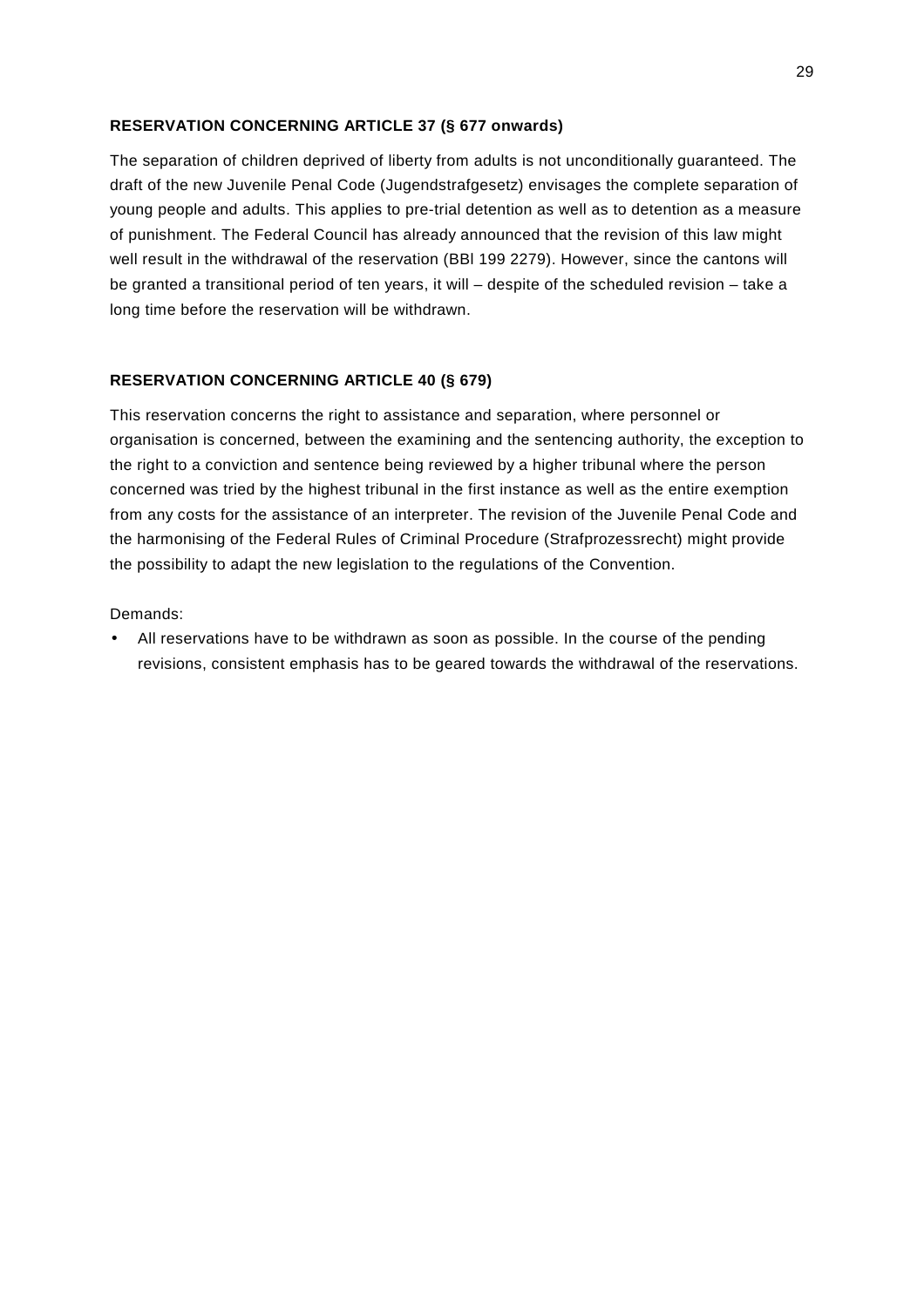**RESERVATION CONCERNING ARTICLE 37 (§ 677 onwards)**

The separation of children deprived of liberty from adults is not unconditionally guaranteed. The draft of the new Juvenile Penal Code (Jugendstrafgesetz) envisages the complete separation of young people and adults. This applies to pre-trial detention as well as to detention as a measure of punishment. The Federal Council has already announced that the revision of this law might well result in the withdrawal of the reservation (BBl 199 2279). However, since the cantons will be granted a transitional period of ten years, it will – despite of the scheduled revision – take a long time before the reservation will be withdrawn.

**RESERVATION CONCERNING ARTICLE 40 (§ 679)**

This reservation concerns the right to assistance and separation, where personnel or organisation is concerned, between the examining and the sentencing authority, the exception to the right to a conviction and sentence being reviewed by a higher tribunal where the person concerned was tried by the highest tribunal in the first instance as well as the entire exemption from any costs for the assistance of an interpreter. The revision of the Juvenile Penal Code and the harmonising of the Federal Rules of Criminal Procedure (Strafprozessrecht) might provide the possibility to adapt the new legislation to the regulations of the Convention.

Demands:

- All reservations have to be withdrawn as soon as possible. In the course of the pending revisions, consistent emphasis has to be geared towards the withdrawal of the reservations.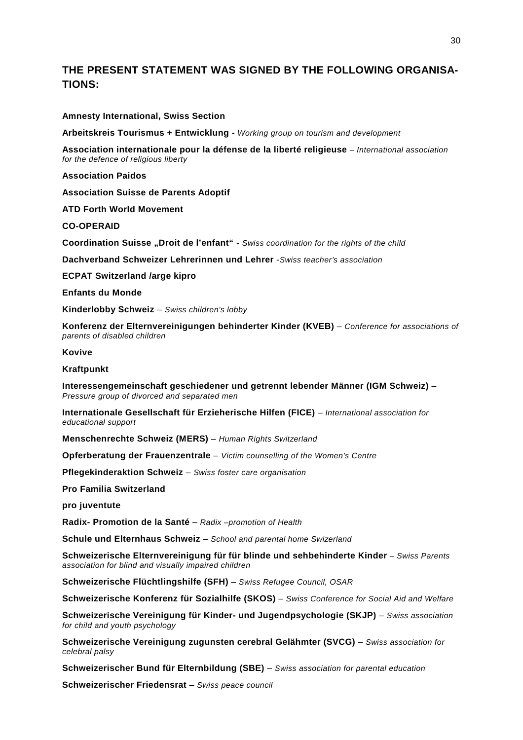## THE PRESENT STATEMENT WAS SIGNED BY THE FOLLOWING ORGANISA-TIONS:

**Amnesty International, Swiss Section**

**Arbeitskreis Tourismus + Entwicklung -** *Working group on tourism and development*

**Association internationale pour la défense de la liberté religieuse** – *International association for the defence of religious liberty*

**Association Paidos**

**Association Suisse de Parents Adoptif**

**ATD Forth World Movement**

**CO-OPERAID**

**Coordination Suisse „Droit de l'enfant"** - *Swiss coordination for the rights of the child*

**Dachverband Schweizer Lehrerinnen und Lehrer** -*Swiss teacher's association*

**ECPAT Switzerland /arge kipro**

**Enfants du Monde**

**Kinderlobby Schweiz** – *Swiss children's lobby*

**Konferenz der Elternvereinigungen behinderter Kinder (KVEB)** – *Conference for associations of parents of disabled children*

**Kovive**

**Kraftpunkt**

**Interessengemeinschaft geschiedener und getrennt lebender Männer (IGM Schweiz)** – *Pressure group of divorced and separated men*

**Internationale Gesellschaft für Erzieherische Hilfen (FICE)** – *International association for educational support*

**Menschenrechte Schweiz (MERS)** – *Human Rights Switzerland*

**Opferberatung der Frauenzentrale** – *Victim counselling of the Women's Centre*

**Pflegekinderaktion Schweiz** – *Swiss foster care organisation*

**Pro Familia Switzerland**

**pro juventute**

**Radix- Promotion de la Santé** – *Radix –promotion of Health*

**Schule und Elternhaus Schweiz** – *School and parental home Swizerland*

**Schweizerische Elternvereinigung für für blinde und sehbehinderte Kinder** – *Swiss Parents association for blind and visually impaired children*

**Schweizerische Flüchtlingshilfe (SFH)** – *Swiss Refugee Council, OSAR*

**Schweizerische Konferenz für Sozialhilfe (SKOS)** – *Swiss Conference for Social Aid and Welfare*

**Schweizerische Vereinigung für Kinder- und Jugendpsychologie (SKJP)** – *Swiss association for child and youth psychology*

**Schweizerische Vereinigung zugunsten cerebral Gelähmter (SVCG)** – *Swiss association for celebral palsy*

**Schweizerischer Bund für Elternbildung (SBE)** – *Swiss association for parental education*

**Schweizerischer Friedensrat** – *Swiss peace council*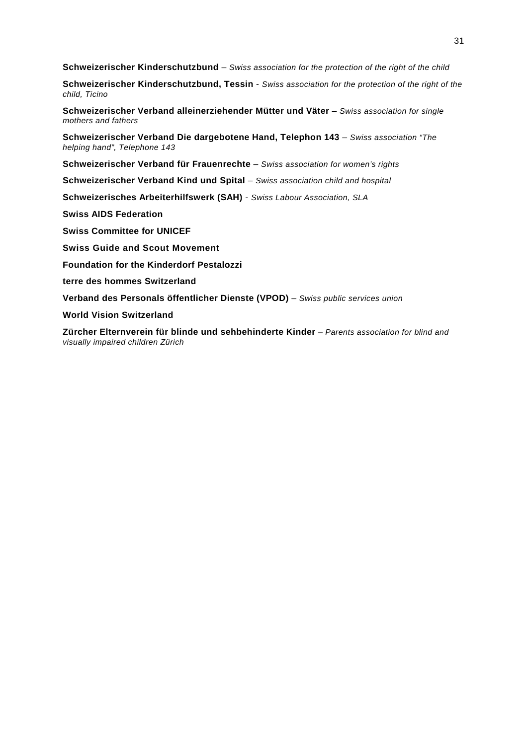**Schweizerischer Kinderschutzbund** – *Swiss association for the protection of the right of the child*

**Schweizerischer Kinderschutzbund, Tessin** - *Swiss association for the protection of the right of the child, Ticino*

**Schweizerischer Verband alleinerziehender Mütter und Väter** – *Swiss association for single mothers and fathers*

**Schweizerischer Verband Die dargebotene Hand, Telephon 143** – *Swiss association "The helping hand", Telephone 143*

**Schweizerischer Verband für Frauenrechte** – *Swiss association for women's rights*

**Schweizerischer Verband Kind und Spital** – *Swiss association child and hospital*

**Schweizerisches Arbeiterhilfswerk (SAH)** - *Swiss Labour Association, SLA*

**Swiss AIDS Federation**

**Swiss Committee for UNICEF**

**Swiss Guide and Scout Movement**

**Foundation for the Kinderdorf Pestalozzi**

**terre des hommes Switzerland**

**Verband des Personals öffentlicher Dienste (VPOD)** – *Swiss public services union*

**World Vision Switzerland**

**Zürcher Elternverein für blinde und sehbehinderte Kinder** – *Parents association for blind and visually impaired children Zürich*